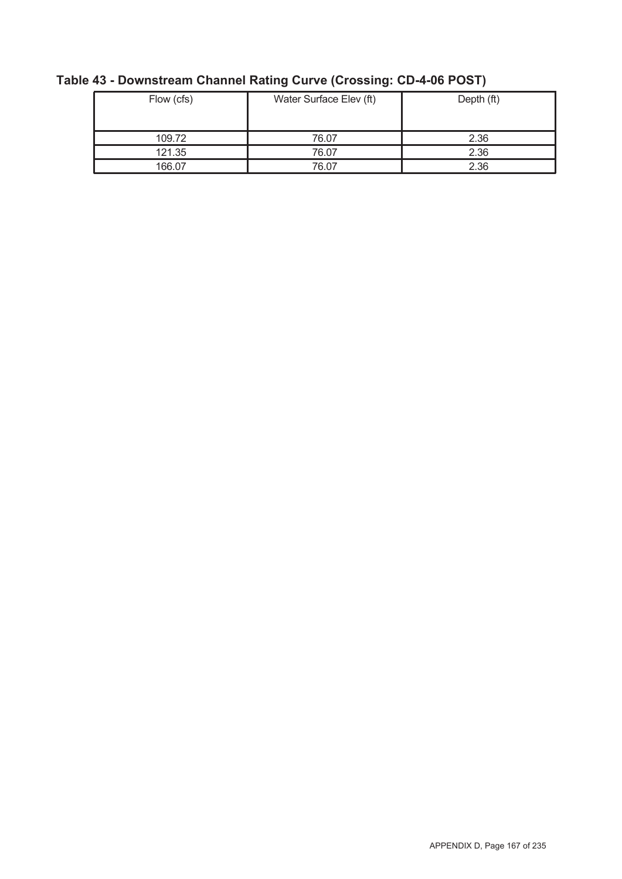**Table 43 - Downstream Channel Rating Curve (Crossing: CD-4-06 POST)**

| Flow (cfs) | Water Surface Elev (ft) | Depth (ft) |
|---|---|---|
| 109.72 | 76.07 | 2.36 |
| 121.35 | 76.07 | 2.36 |
| 166.07 | 76.07 | 2.36 |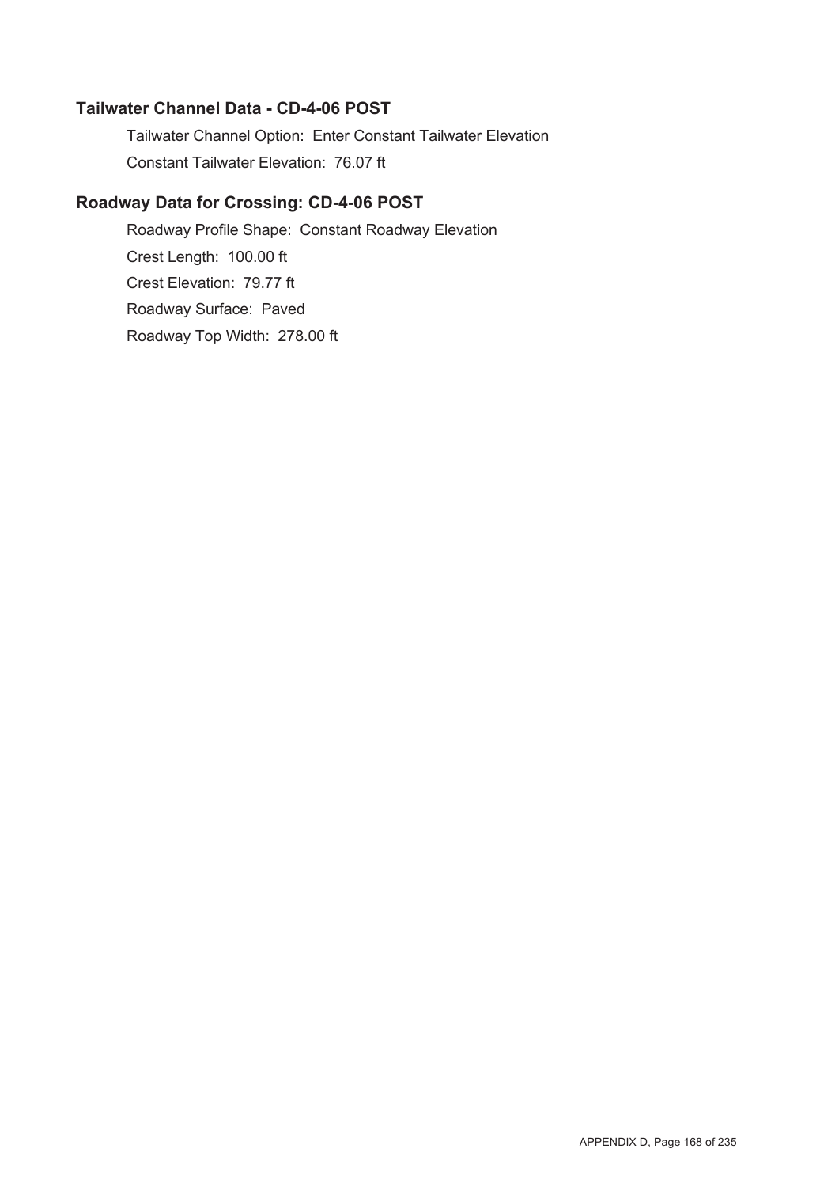### Tailwater Channel Data - CD-4-06 POST

Tailwater Channel Option: Enter Constant Tailwater Elevation

Constant Tailwater Elevation: 76.07 ft

### Roadway Data for Crossing: CD-4-06 POST

Roadway Profile Shape: Constant Roadway Elevation

Crest Length: 100.00 ft

Crest Elevation: 79.77 ft

Roadway Surface: Paved

Roadway Top Width: 278.00 ft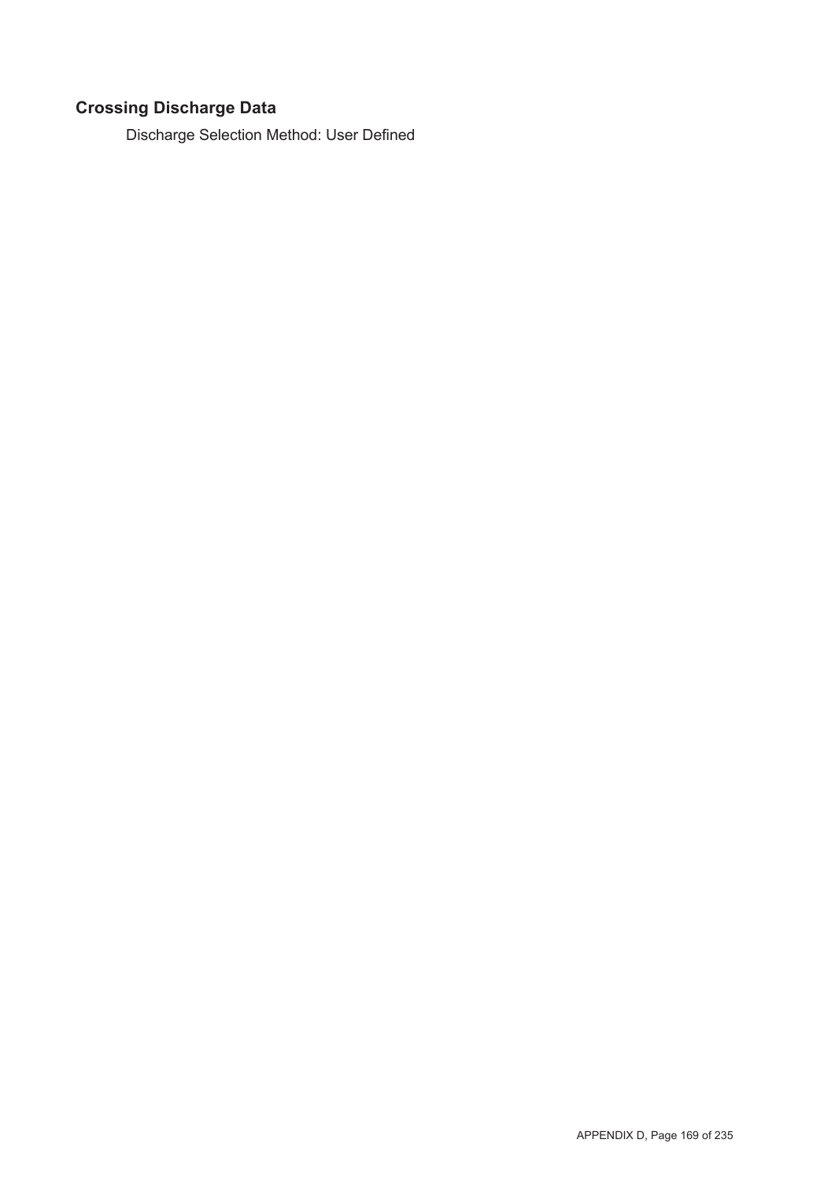## Crossing Discharge Data

Discharge Selection Method: User Defined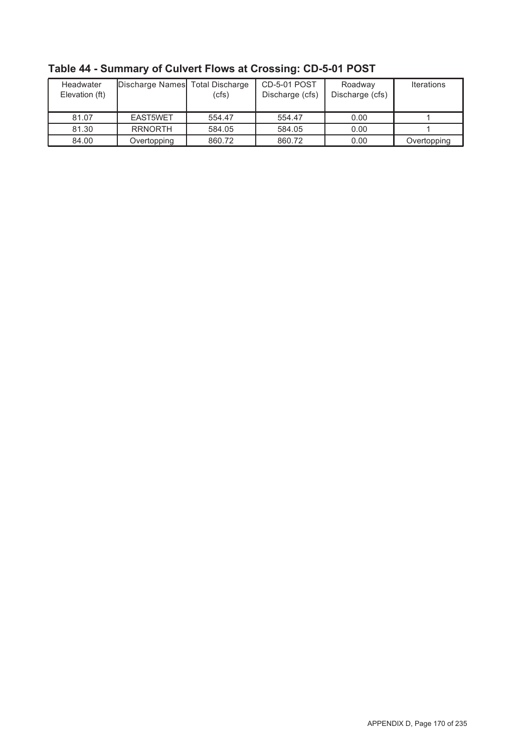## Table 44 - Summary of Culvert Flows at Crossing: CD-5-01 POST

| Headwater Elevation (ft) | Discharge Names | Total Discharge (cfs) | CD-5-01 POST Discharge (cfs) | Roadway Discharge (cfs) | Iterations |
|---|---|---|---|---|---|
| 81.07 | EAST5WET | 554.47 | 554.47 | 0.00 | 1 |
| 81.30 | RRNORTH | 584.05 | 584.05 | 0.00 | 1 |
| 84.00 | Overtopping | 860.72 | 860.72 | 0.00 | Overtopping |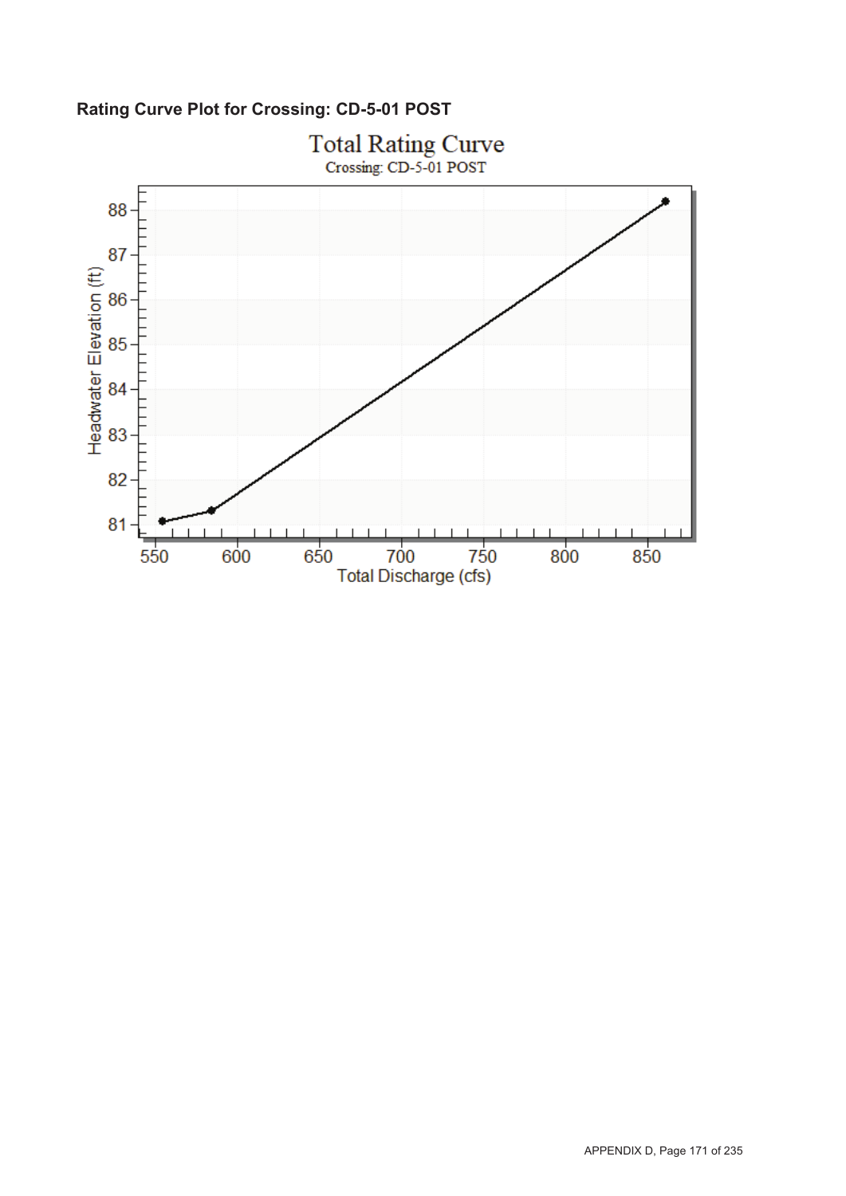**Rating Curve Plot for Crossing: CD-5-01 POST**

Total Rating Curve

Crossing: CD-5-01 POST

Headwater Elevation (ft)

Total Discharge (cfs)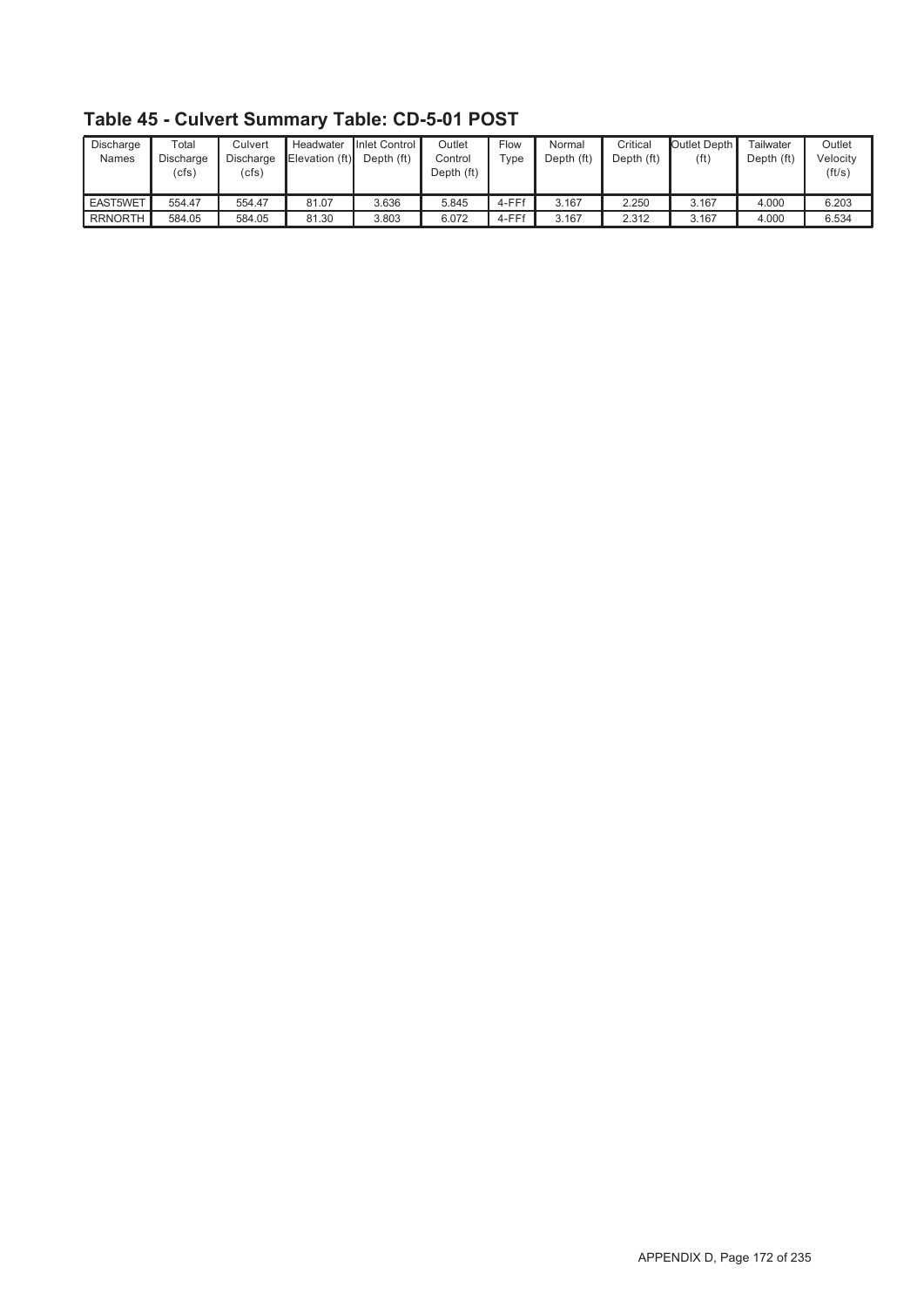## Table 45 - Culvert Summary Table: CD-5-01 POST

| Discharge Names | Total Discharge (cfs) | Culvert Discharge (cfs) | Headwater Elevation (ft) | Inlet Control Depth (ft) | Outlet Control Depth (ft) | Flow Type | Normal Depth (ft) | Critical Depth (ft) | Outlet Depth (ft) | Tailwater Depth (ft) | Outlet Velocity (ft/s) |
|---|---|---|---|---|---|---|---|---|---|---|---|
| EAST5WET | 554.47 | 554.47 | 81.07 | 3.636 | 5.845 | 4-FFf | 3.167 | 2.250 | 3.167 | 4.000 | 6.203 |
| RRNORTH | 584.05 | 584.05 | 81.30 | 3.803 | 6.072 | 4-FFf | 3.167 | 2.312 | 3.167 | 4.000 | 6.534 |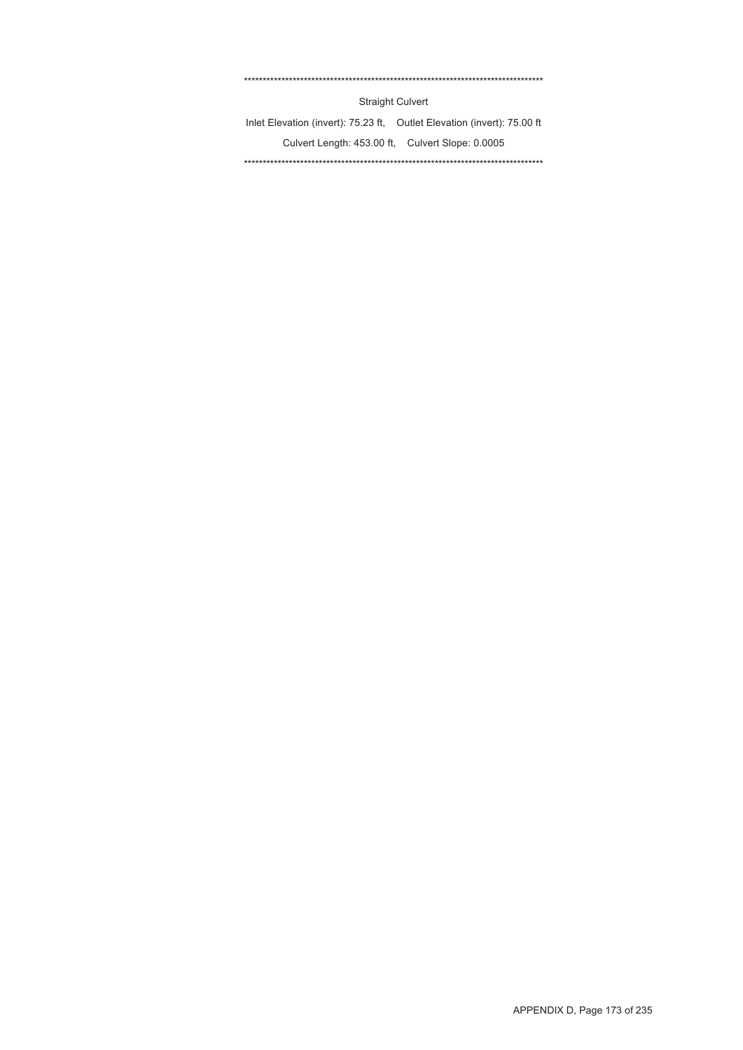**********************************************************************************

Straight Culvert

Inlet Elevation (invert): 75.23 ft, Outlet Elevation (invert): 75.00 ft

Culvert Length: 453.00 ft, Culvert Slope: 0.0005

**********************************************************************************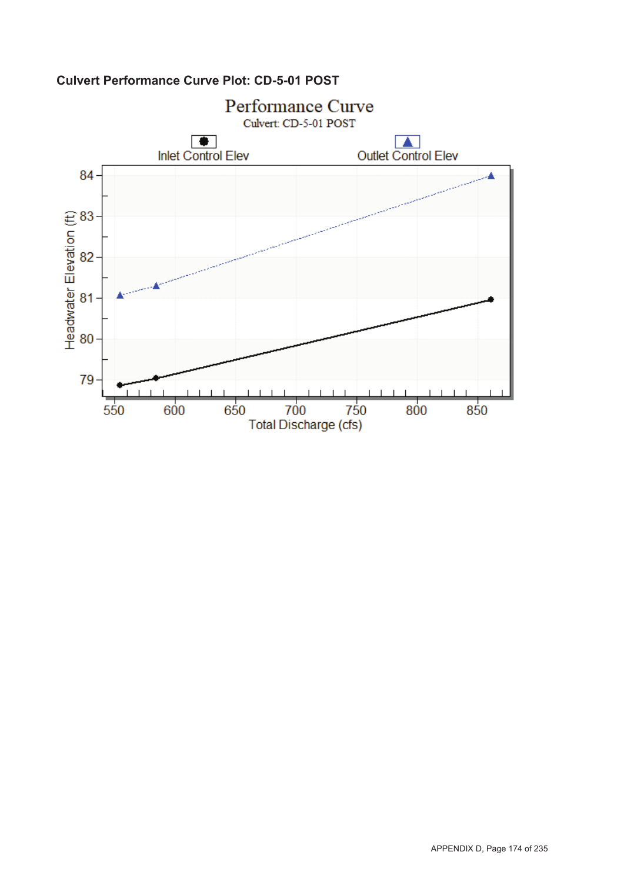**Culvert Performance Curve Plot: CD-5-01 POST**

Performance Curve

Culvert: CD-5-01 POST

Inlet Control Elev

Outlet Control Elev

Headwater Elevation (ft)

Total Discharge (cfs)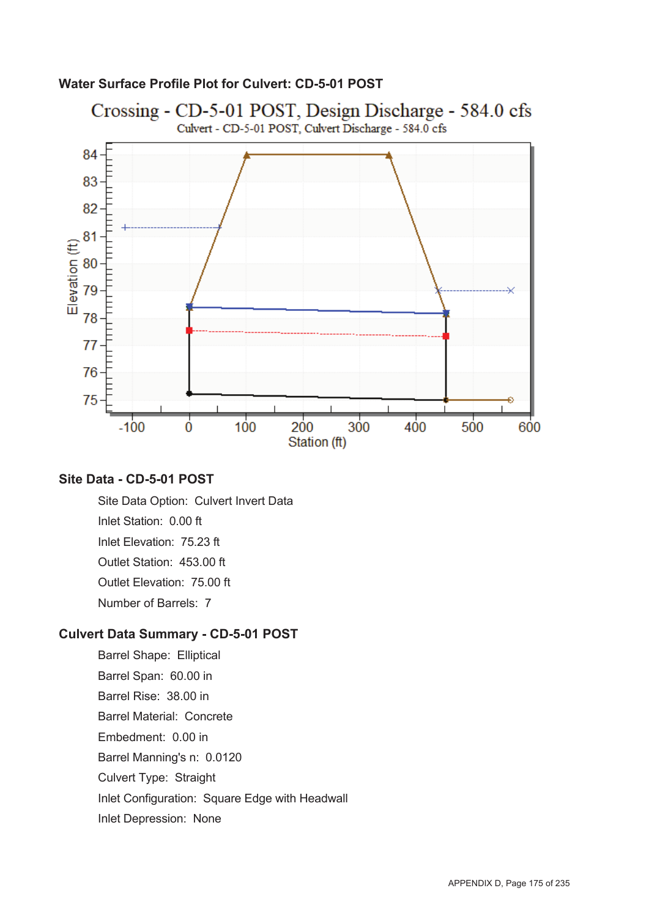### Water Surface Profile Plot for Culvert: CD-5-01 POST

Crossing - CD-5-01 POST, Design Discharge - 584.0 cfs

Culvert - CD-5-01 POST, Culvert Discharge - 584.0 cfs

### Site Data - CD-5-01 POST

Site Data Option: Culvert Invert Data

Inlet Station: 0.00 ft

Inlet Elevation: 75.23 ft

Outlet Station: 453.00 ft

Outlet Elevation: 75.00 ft

Number of Barrels: 7

### Culvert Data Summary - CD-5-01 POST

Barrel Shape: Elliptical

Barrel Span: 60.00 in

Barrel Rise: 38.00 in

Barrel Material: Concrete

Embedment: 0.00 in

Barrel Manning's n: 0.0120

Culvert Type: Straight

Inlet Configuration: Square Edge with Headwall

Inlet Depression: None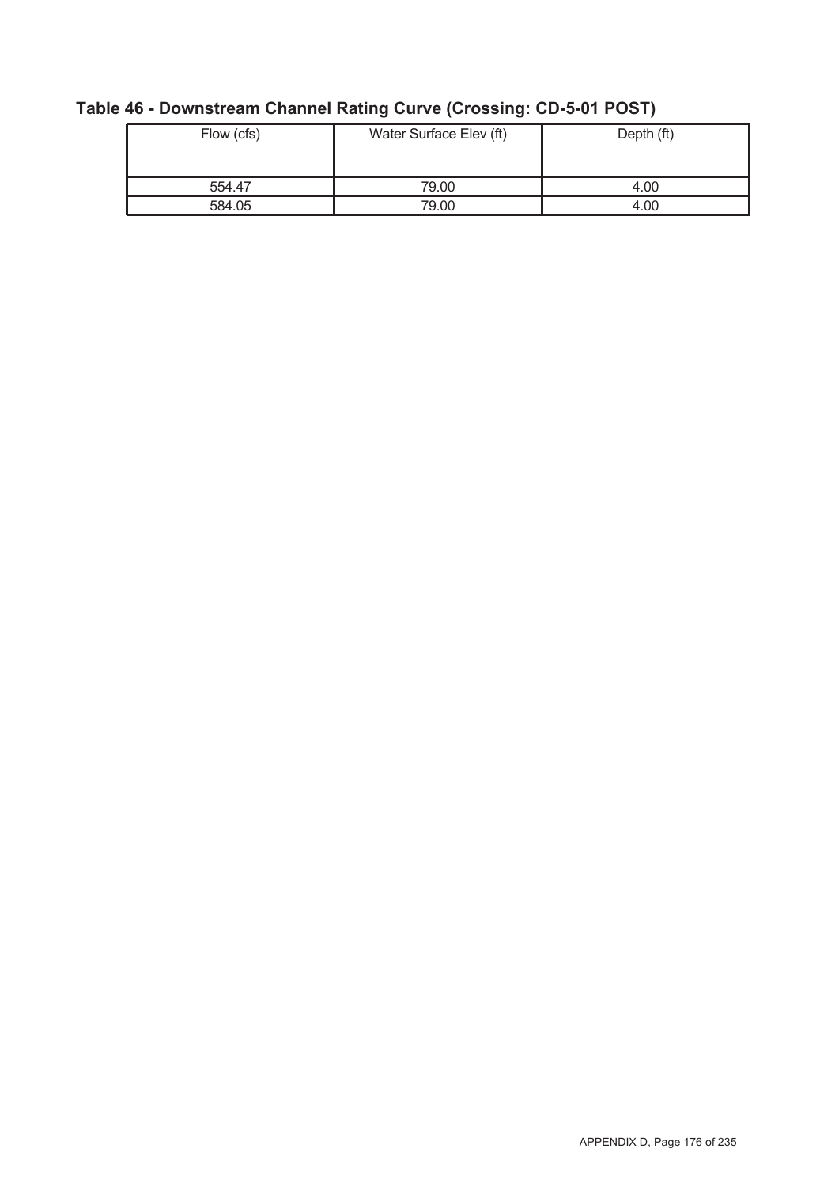## Table 46 - Downstream Channel Rating Curve (Crossing: CD-5-01 POST)

| Flow (cfs) | Water Surface Elev (ft) | Depth (ft) |
|---|---|---|
| 554.47 | 79.00 | 4.00 |
| 584.05 | 79.00 | 4.00 |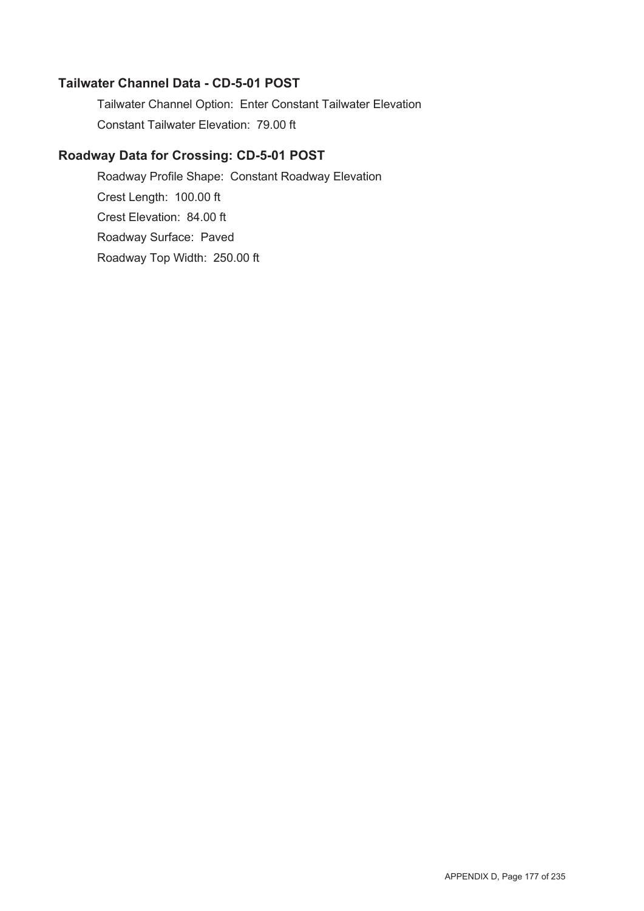## Tailwater Channel Data - CD-5-01 POST

Tailwater Channel Option: Enter Constant Tailwater Elevation

Constant Tailwater Elevation: 79.00 ft

## Roadway Data for Crossing: CD-5-01 POST

Roadway Profile Shape: Constant Roadway Elevation

Crest Length: 100.00 ft

Crest Elevation: 84.00 ft

Roadway Surface: Paved

Roadway Top Width: 250.00 ft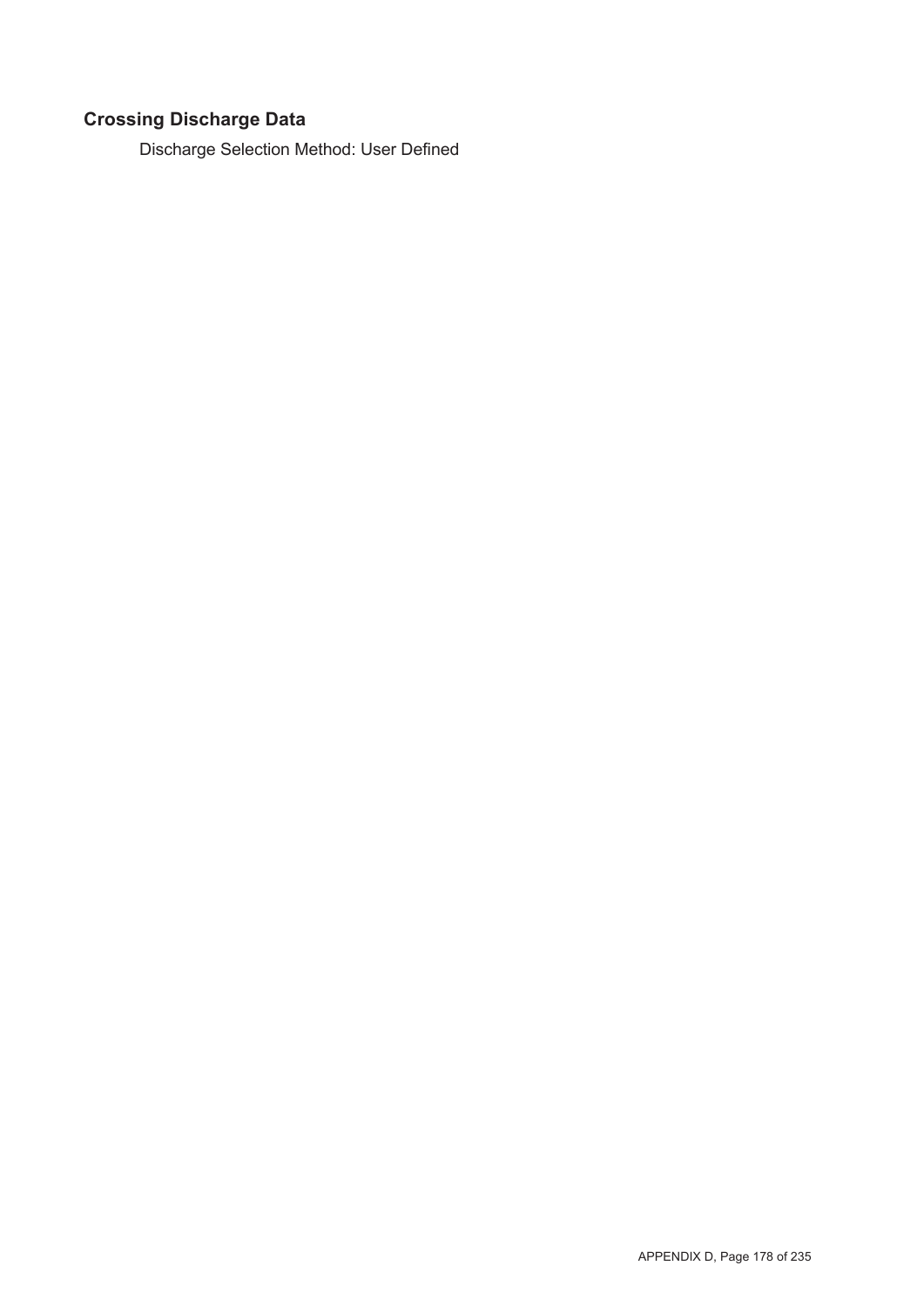## Crossing Discharge Data

Discharge Selection Method: User Defined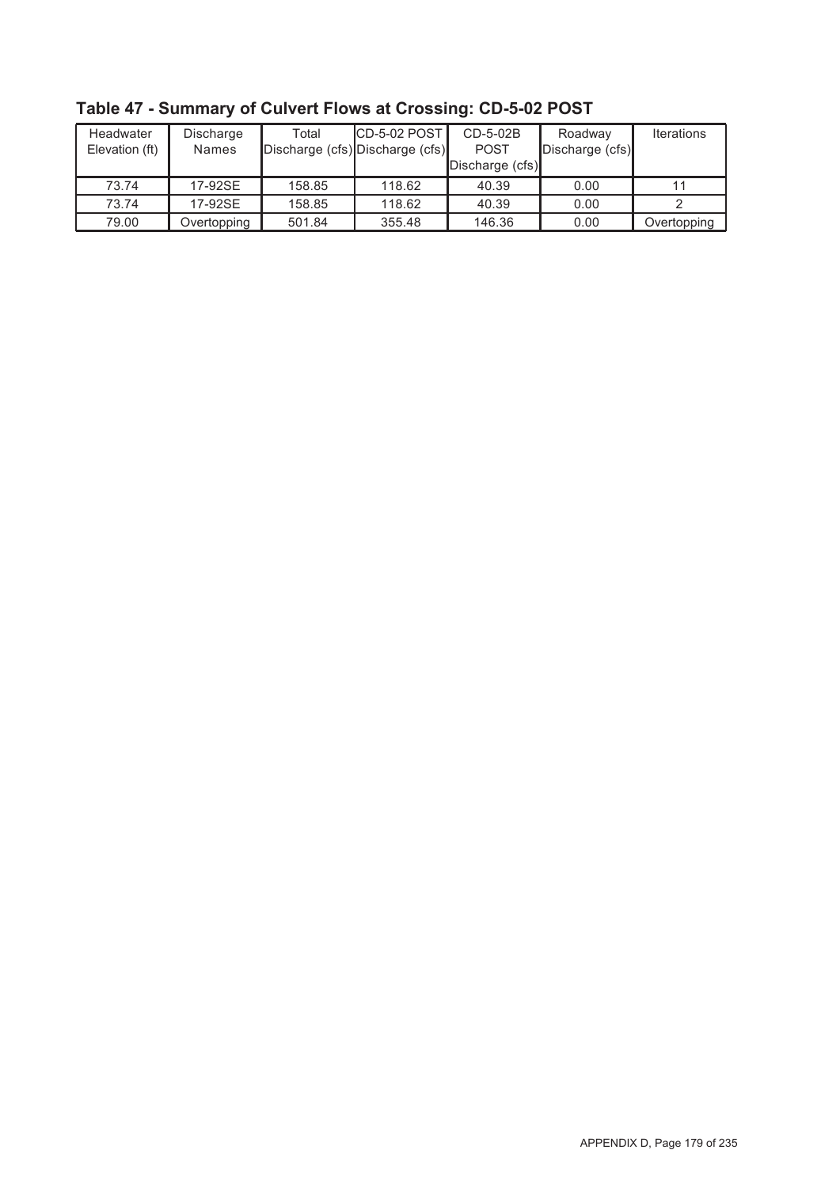## Table 47 - Summary of Culvert Flows at Crossing: CD-5-02 POST

| Headwater Elevation (ft) | Discharge Names | Total Discharge (cfs) | CD-5-02 POST Discharge (cfs) | CD-5-02B POST Discharge (cfs) | Roadway Discharge (cfs) | Iterations |
|---|---|---|---|---|---|---|
| 73.74 | 17-92SE | 158.85 | 118.62 | 40.39 | 0.00 | 11 |
| 73.74 | 17-92SE | 158.85 | 118.62 | 40.39 | 0.00 | 2 |
| 79.00 | Overtopping | 501.84 | 355.48 | 146.36 | 0.00 | Overtopping |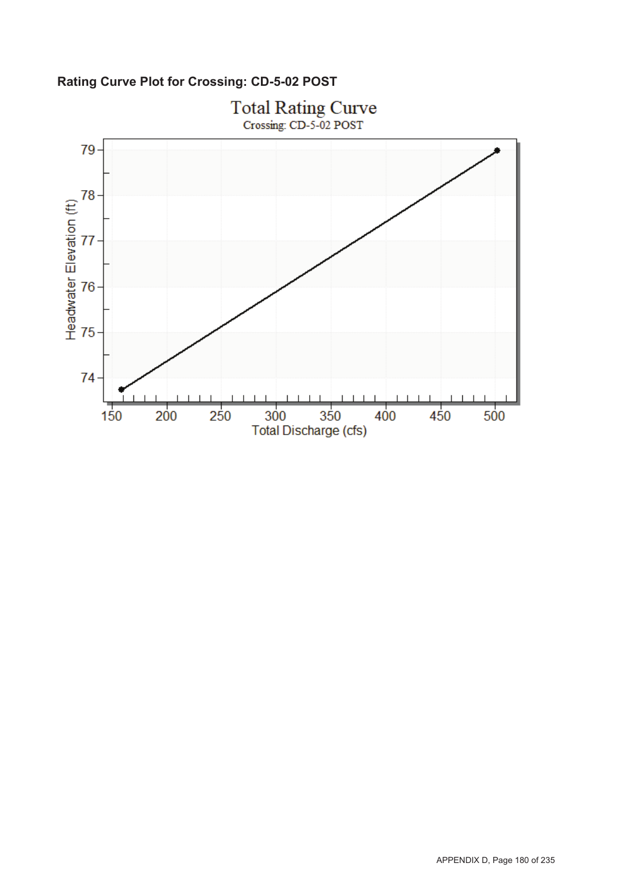**Rating Curve Plot for Crossing: CD-5-02 POST**

Total Rating Curve

Crossing: CD-5-02 POST

Headwater Elevation (ft)

Total Discharge (cfs)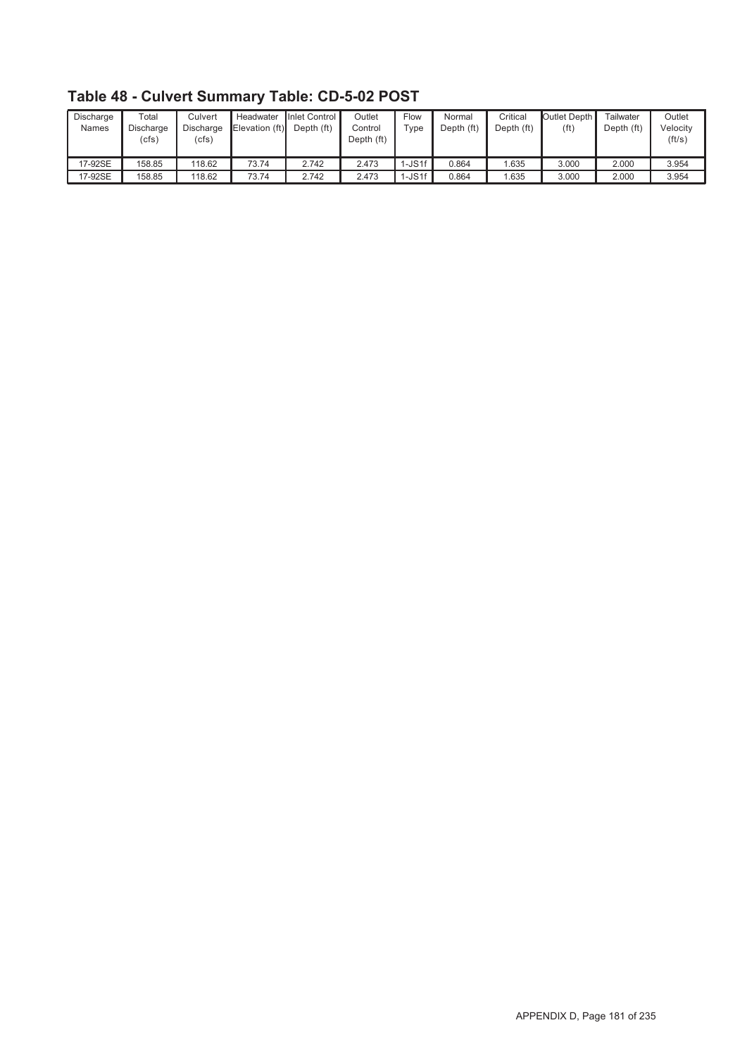## Table 48 - Culvert Summary Table: CD-5-02 POST

| Discharge Names | Total Discharge (cfs) | Culvert Discharge (cfs) | Headwater Elevation (ft) | Inlet Control Depth (ft) | Outlet Control Depth (ft) | Flow Type | Normal Depth (ft) | Critical Depth (ft) | Outlet Depth (ft) | Tailwater Depth (ft) | Outlet Velocity (ft/s) |
|---|---|---|---|---|---|---|---|---|---|---|---|
| 17-92SE | 158.85 | 118.62 | 73.74 | 2.742 | 2.473 | 1-JS1f | 0.864 | 1.635 | 3.000 | 2.000 | 3.954 |
| 17-92SE | 158.85 | 118.62 | 73.74 | 2.742 | 2.473 | 1-JS1f | 0.864 | 1.635 | 3.000 | 2.000 | 3.954 |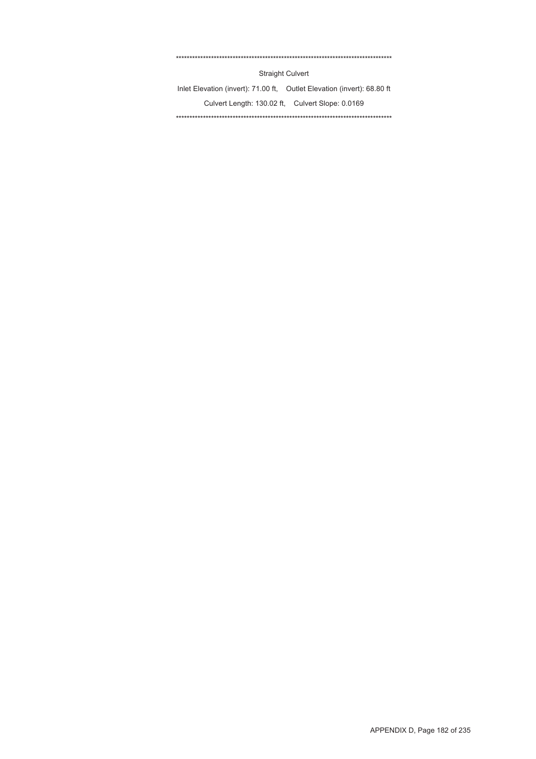\*\*\*\*\*\*\*\*\*\*\*\*\*\*\*\*\*\*\*\*\*\*\*\*\*\*\*\*\*\*\*\*\*\*\*\*\*\*\*\*\*\*\*\*\*\*\*\*\*\*\*\*\*\*\*\*\*\*\*\*\*\*\*\*\*\*\*\*\*\*\*\*\*\*\*\*\*\*\*\*

Straight Culvert

Inlet Elevation (invert): 71.00 ft,    Outlet Elevation (invert): 68.80 ft

Culvert Length: 130.02 ft,    Culvert Slope: 0.0169

\*\*\*\*\*\*\*\*\*\*\*\*\*\*\*\*\*\*\*\*\*\*\*\*\*\*\*\*\*\*\*\*\*\*\*\*\*\*\*\*\*\*\*\*\*\*\*\*\*\*\*\*\*\*\*\*\*\*\*\*\*\*\*\*\*\*\*\*\*\*\*\*\*\*\*\*\*\*\*\*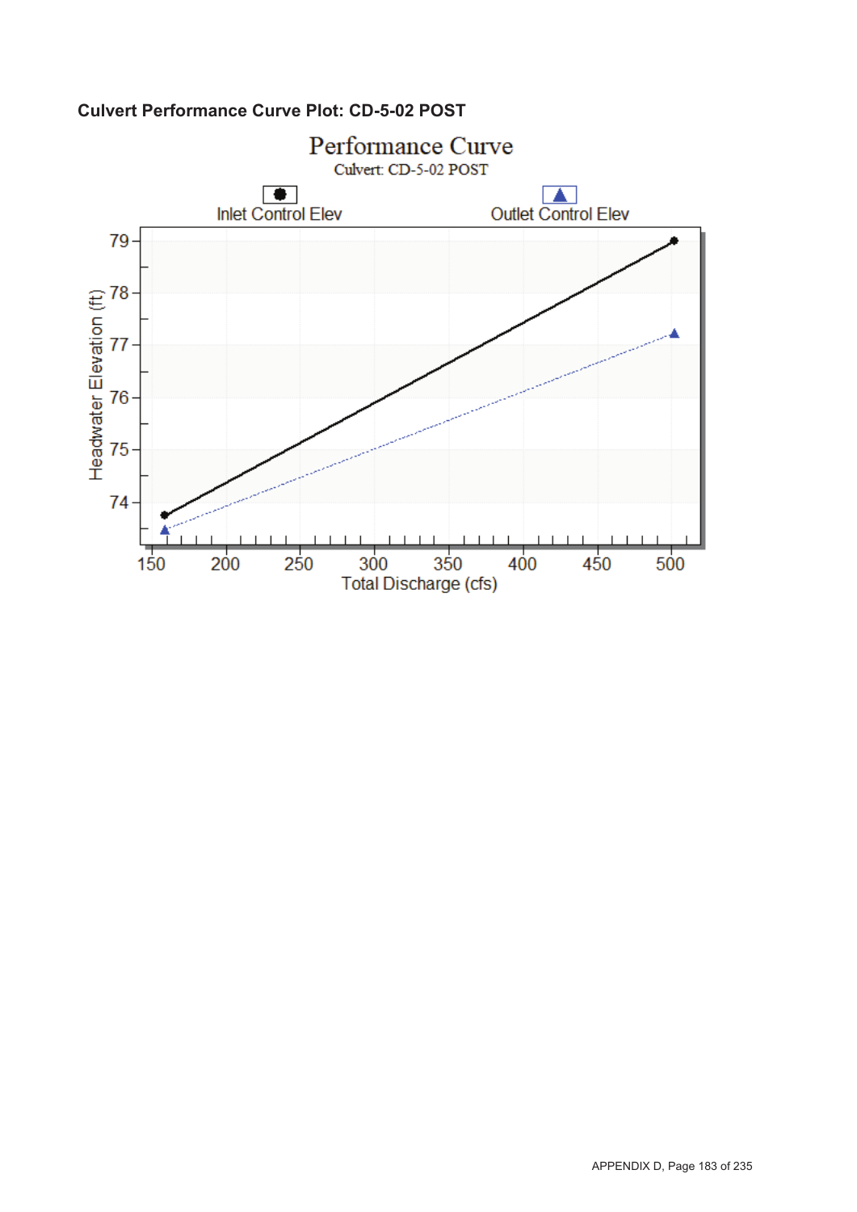**Culvert Performance Curve Plot: CD-5-02 POST**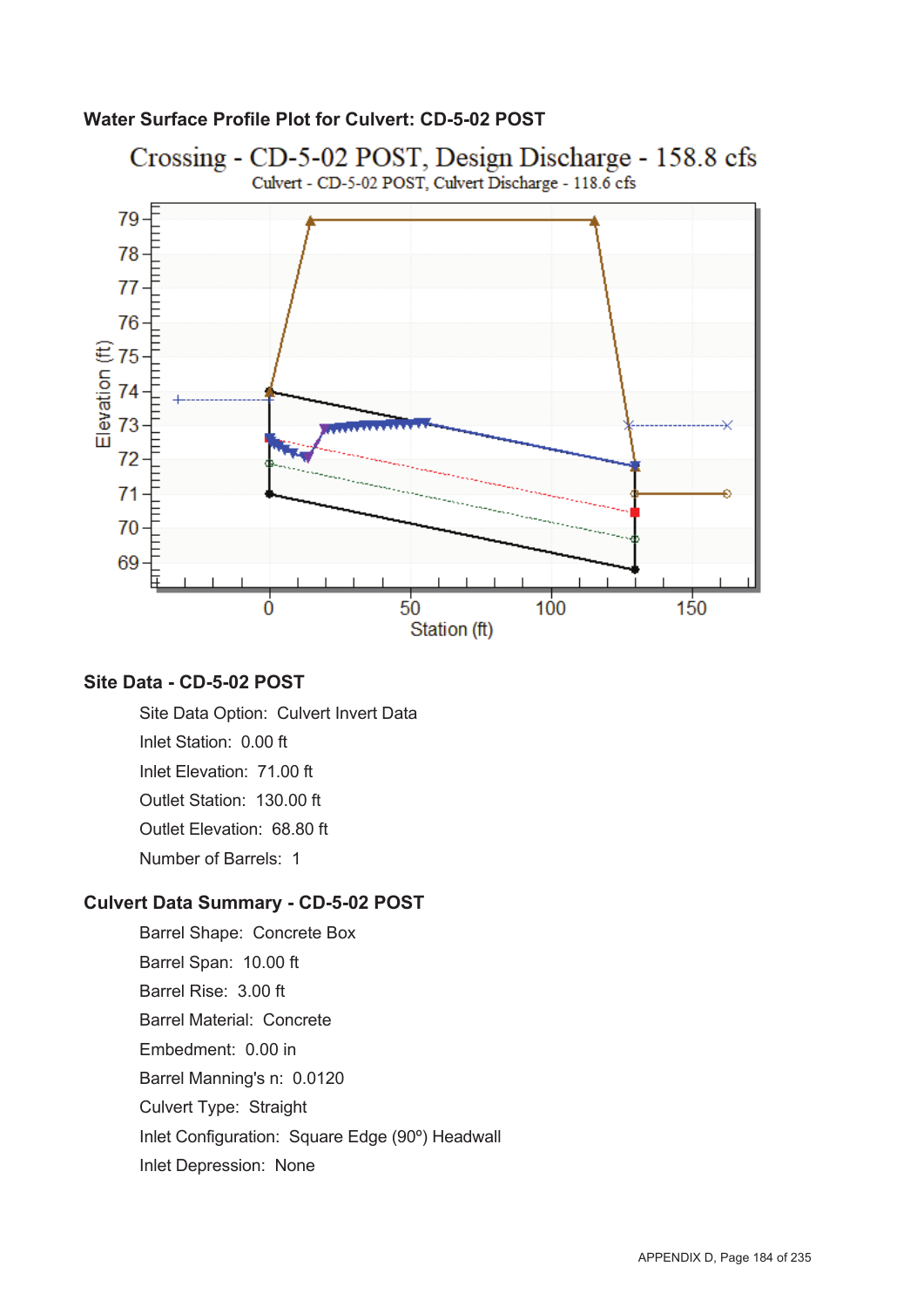## Water Surface Profile Plot for Culvert: CD-5-02 POST

Crossing - CD-5-02 POST, Design Discharge - 158.8 cfs

Culvert - CD-5-02 POST, Culvert Discharge - 118.6 cfs

## Site Data - CD-5-02 POST

- Site Data Option: Culvert Invert Data
- Inlet Station: 0.00 ft
- Inlet Elevation: 71.00 ft
- Outlet Station: 130.00 ft
- Outlet Elevation: 68.80 ft
- Number of Barrels: 1

## Culvert Data Summary - CD-5-02 POST

- Barrel Shape: Concrete Box
- Barrel Span: 10.00 ft
- Barrel Rise: 3.00 ft
- Barrel Material: Concrete
- Embedment: 0.00 in
- Barrel Manning's n: 0.0120
- Culvert Type: Straight
- Inlet Configuration: Square Edge (90º) Headwall
- Inlet Depression: None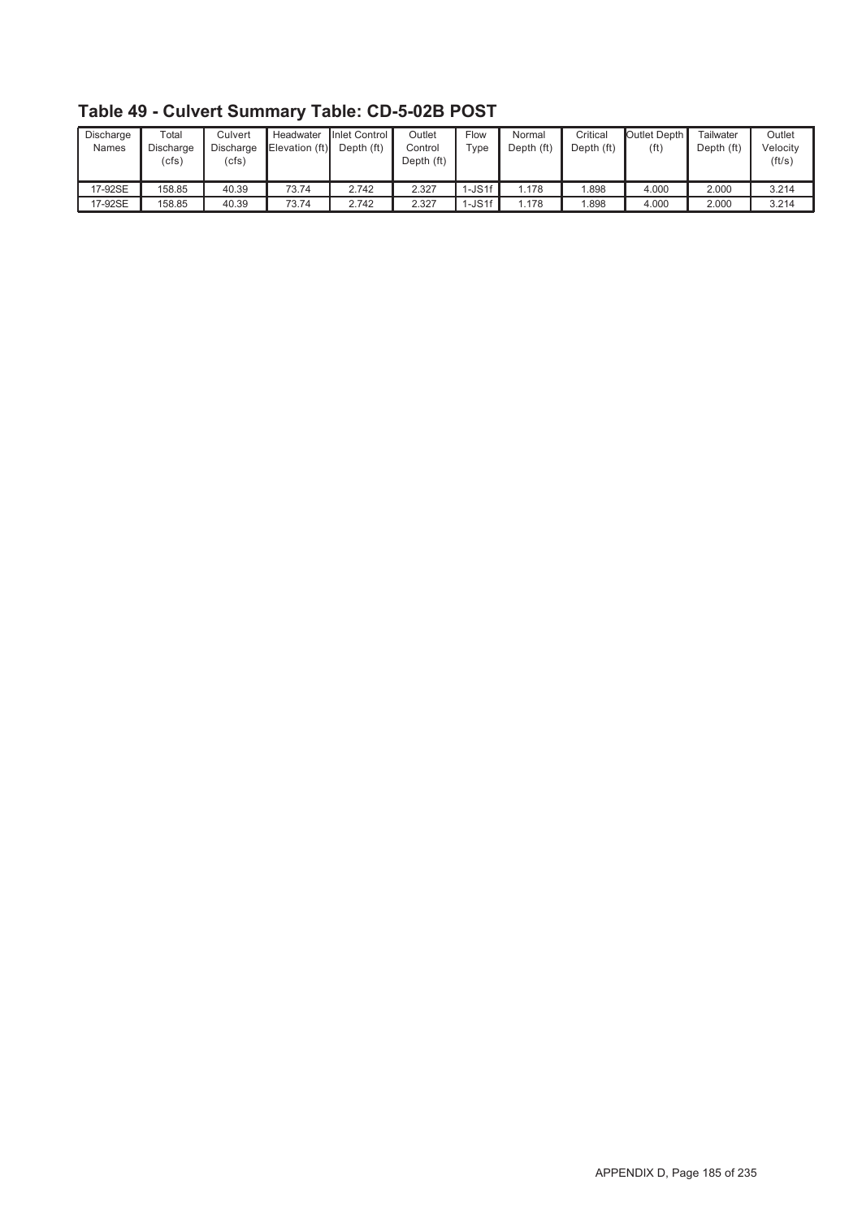## Table 49 - Culvert Summary Table: CD-5-02B POST

| Discharge Names | Total Discharge (cfs) | Culvert Discharge (cfs) | Headwater Elevation (ft) | Inlet Control Depth (ft) | Outlet Control Depth (ft) | Flow Type | Normal Depth (ft) | Critical Depth (ft) | Outlet Depth (ft) | Tailwater Depth (ft) | Outlet Velocity (ft/s) |
|---|---|---|---|---|---|---|---|---|---|---|---|
| 17-92SE | 158.85 | 40.39 | 73.74 | 2.742 | 2.327 | 1-JS1f | 1.178 | 1.898 | 4.000 | 2.000 | 3.214 |
| 17-92SE | 158.85 | 40.39 | 73.74 | 2.742 | 2.327 | 1-JS1f | 1.178 | 1.898 | 4.000 | 2.000 | 3.214 |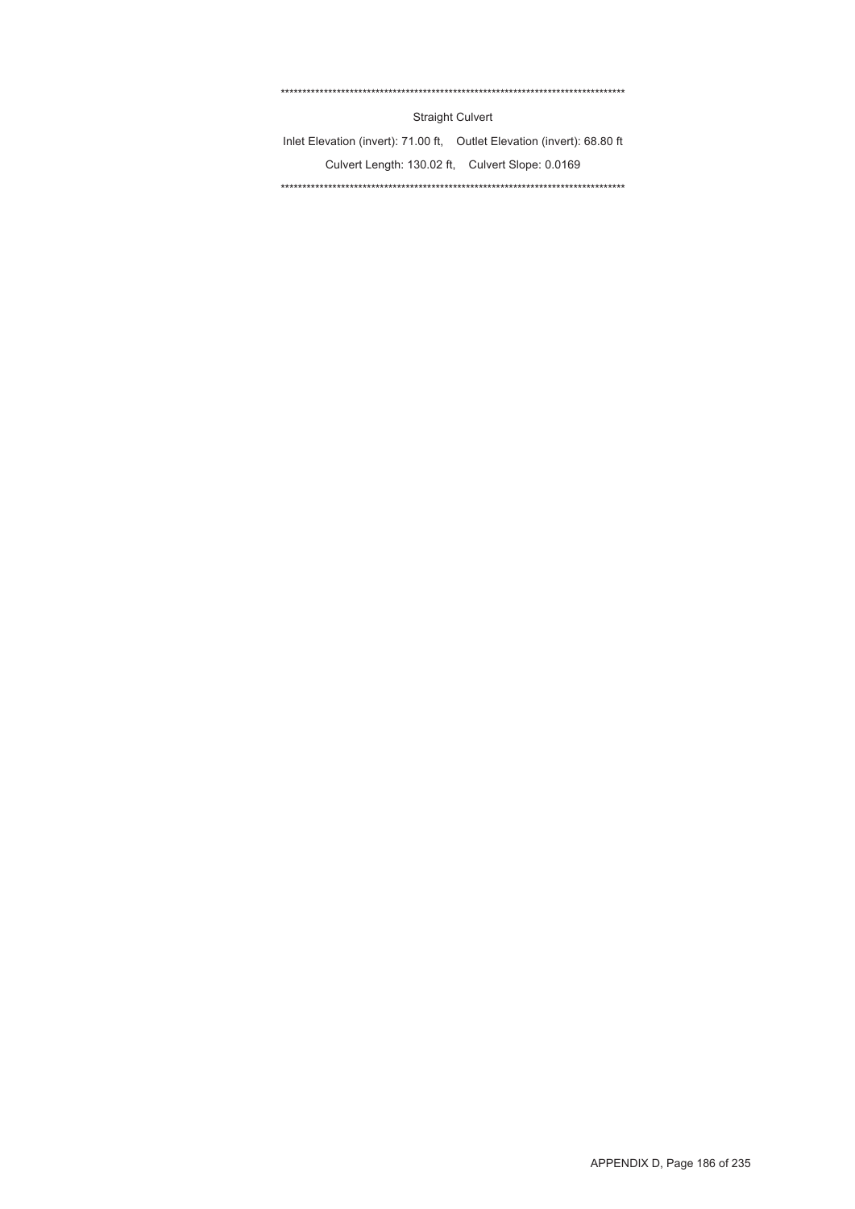************************************************************************************

Straight Culvert

Inlet Elevation (invert): 71.00 ft,    Outlet Elevation (invert): 68.80 ft

Culvert Length: 130.02 ft,    Culvert Slope: 0.0169

************************************************************************************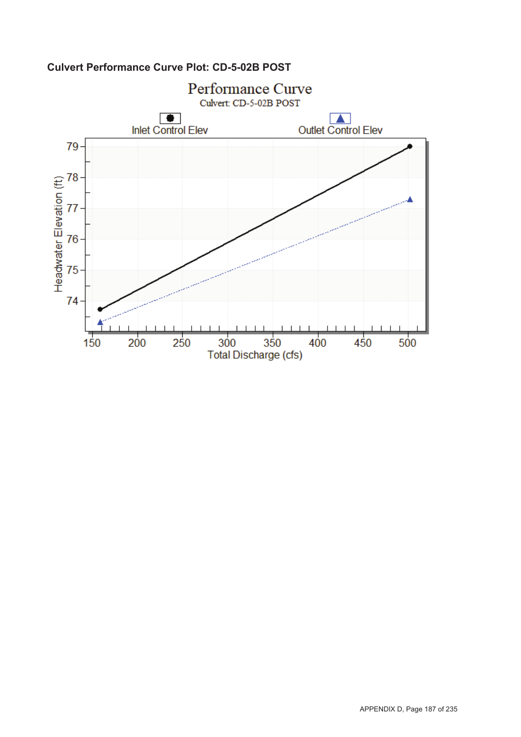**Culvert Performance Curve Plot: CD-5-02B POST**

Performance Curve

Culvert: CD-5-02B POST

Inlet Control Elev

Outlet Control Elev

Headwater Elevation (ft)

Total Discharge (cfs)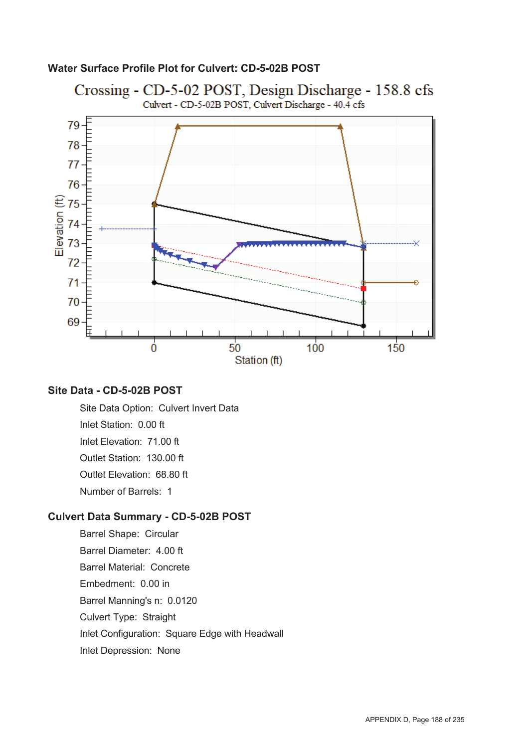**Water Surface Profile Plot for Culvert: CD-5-02B POST**

Crossing - CD-5-02 POST, Design Discharge - 158.8 cfs

Culvert - CD-5-02B POST, Culvert Discharge - 40.4 cfs

### Site Data - CD-5-02B POST

- Site Data Option: Culvert Invert Data
- Inlet Station: 0.00 ft
- Inlet Elevation: 71.00 ft
- Outlet Station: 130.00 ft
- Outlet Elevation: 68.80 ft
- Number of Barrels: 1

### Culvert Data Summary - CD-5-02B POST

- Barrel Shape: Circular
- Barrel Diameter: 4.00 ft
- Barrel Material: Concrete
- Embedment: 0.00 in
- Barrel Manning's n: 0.0120
- Culvert Type: Straight
- Inlet Configuration: Square Edge with Headwall
- Inlet Depression: None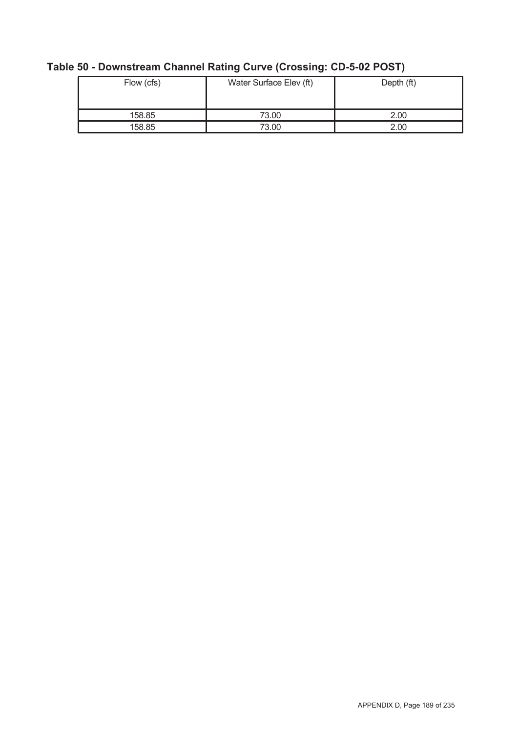## Table 50 - Downstream Channel Rating Curve (Crossing: CD-5-02 POST)

| Flow (cfs) | Water Surface Elev (ft) | Depth (ft) |
|---|---|---|
| 158.85 | 73.00 | 2.00 |
| 158.85 | 73.00 | 2.00 |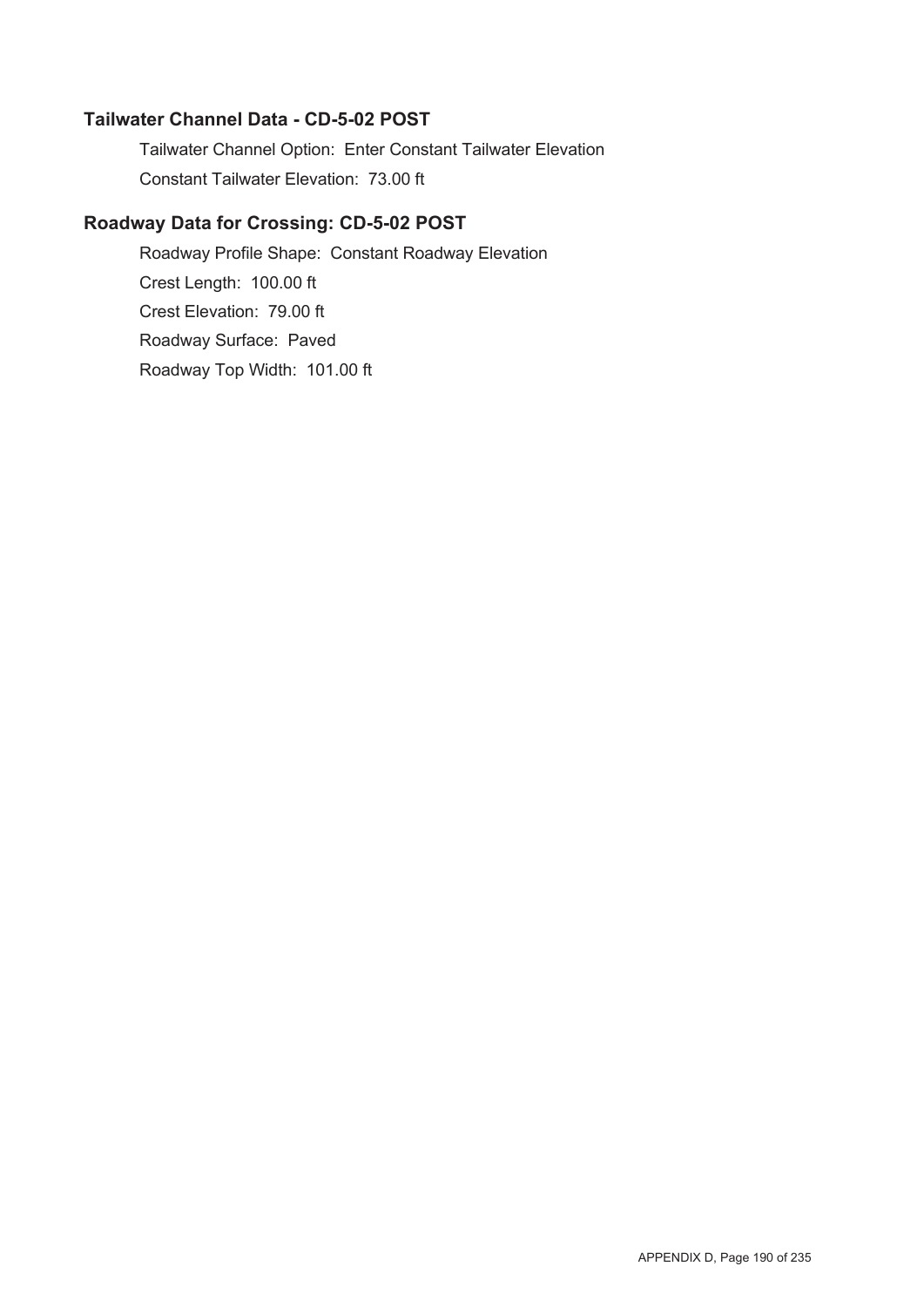### Tailwater Channel Data - CD-5-02 POST

Tailwater Channel Option: Enter Constant Tailwater Elevation

Constant Tailwater Elevation: 73.00 ft

### Roadway Data for Crossing: CD-5-02 POST

Roadway Profile Shape: Constant Roadway Elevation

Crest Length: 100.00 ft

Crest Elevation: 79.00 ft

Roadway Surface: Paved

Roadway Top Width: 101.00 ft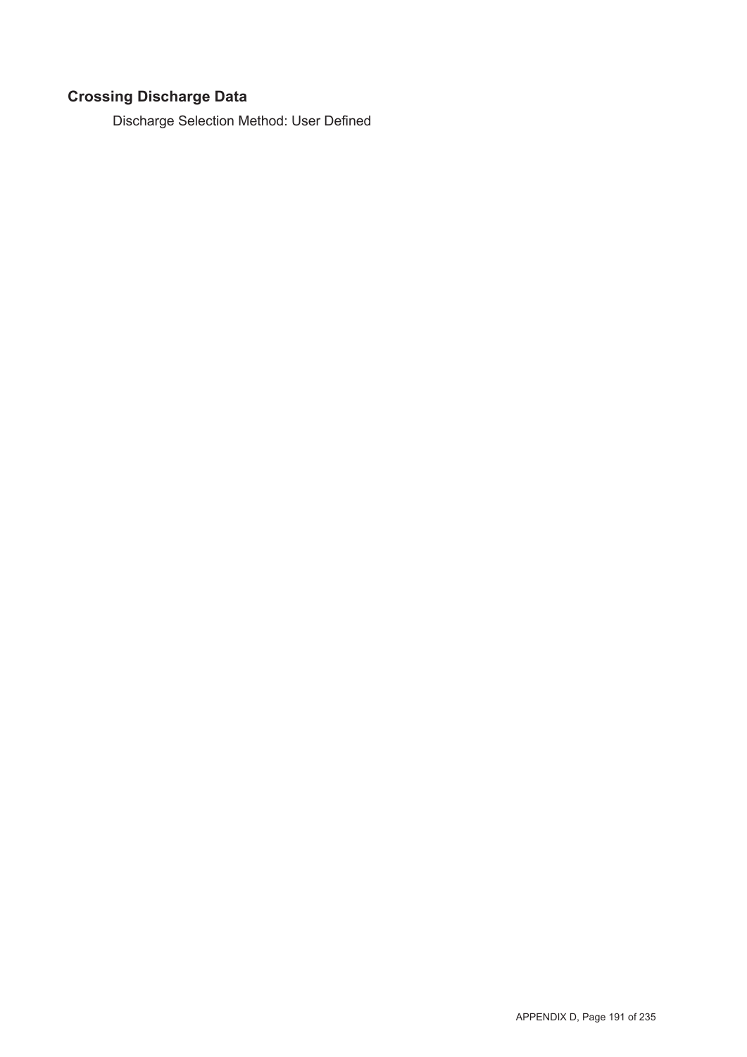## Crossing Discharge Data

Discharge Selection Method: User Defined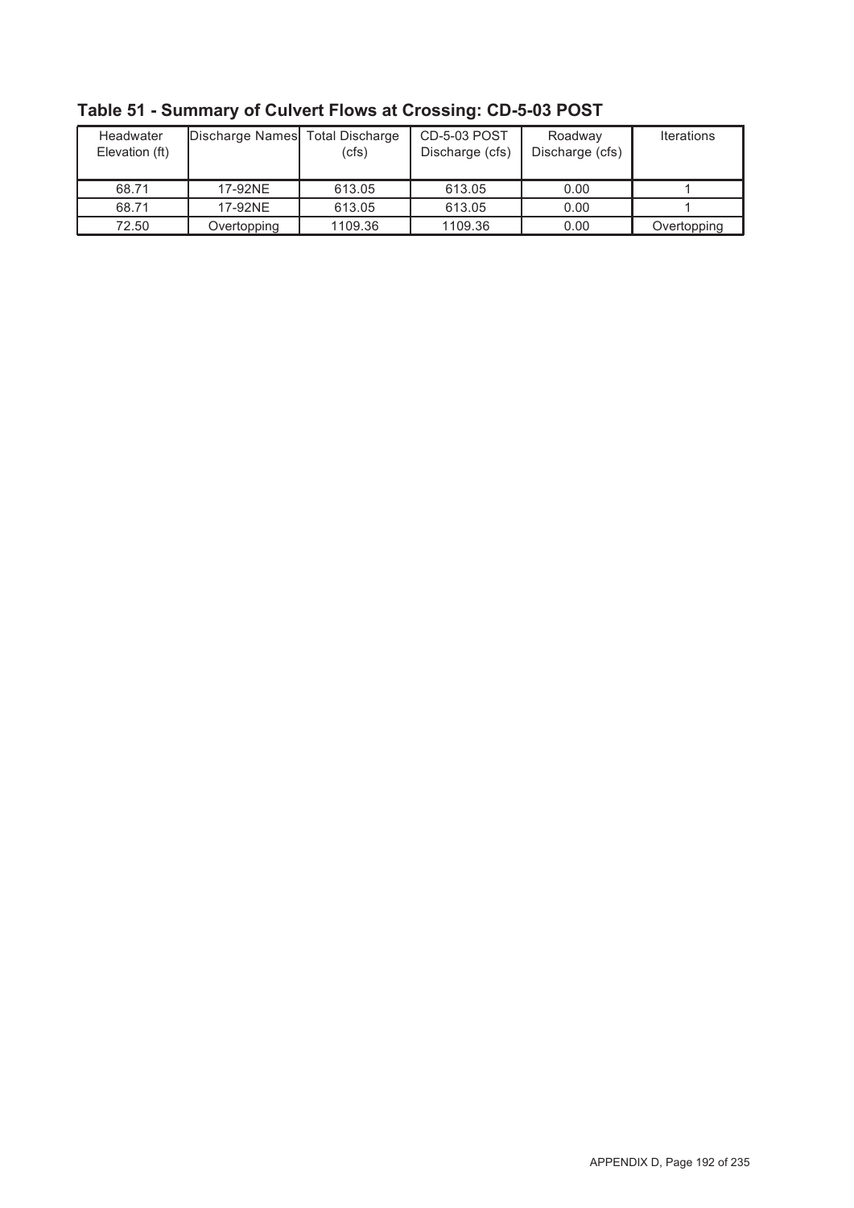## Table 51 - Summary of Culvert Flows at Crossing: CD-5-03 POST

| Headwater Elevation (ft) | Discharge Names | Total Discharge (cfs) | CD-5-03 POST Discharge (cfs) | Roadway Discharge (cfs) | Iterations |
|---|---|---|---|---|---|
| 68.71 | 17-92NE | 613.05 | 613.05 | 0.00 | 1 |
| 68.71 | 17-92NE | 613.05 | 613.05 | 0.00 | 1 |
| 72.50 | Overtopping | 1109.36 | 1109.36 | 0.00 | Overtopping |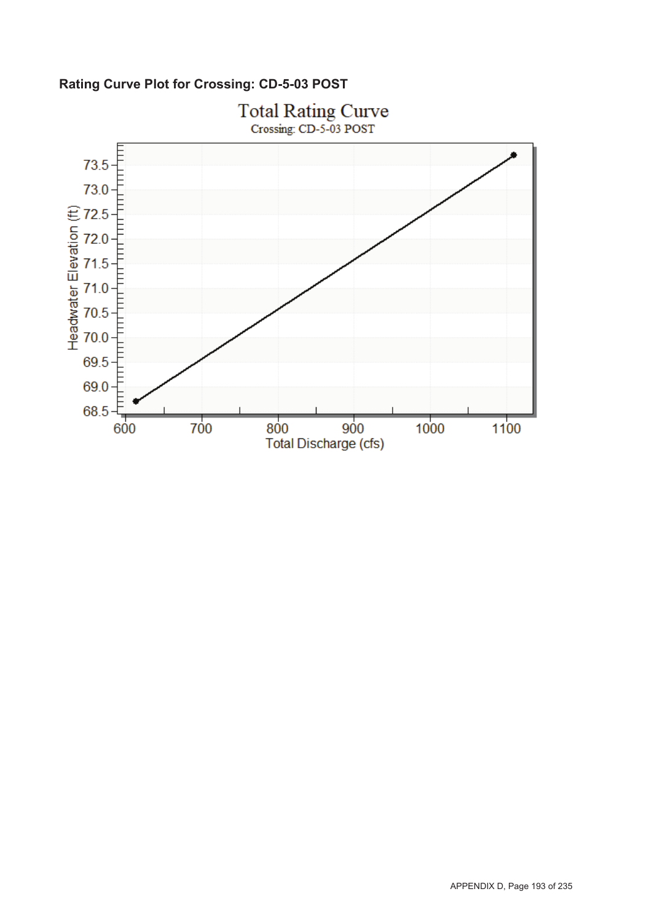**Rating Curve Plot for Crossing: CD-5-03 POST**

Total Rating Curve

Crossing: CD-5-03 POST

Headwater Elevation (ft)

Total Discharge (cfs)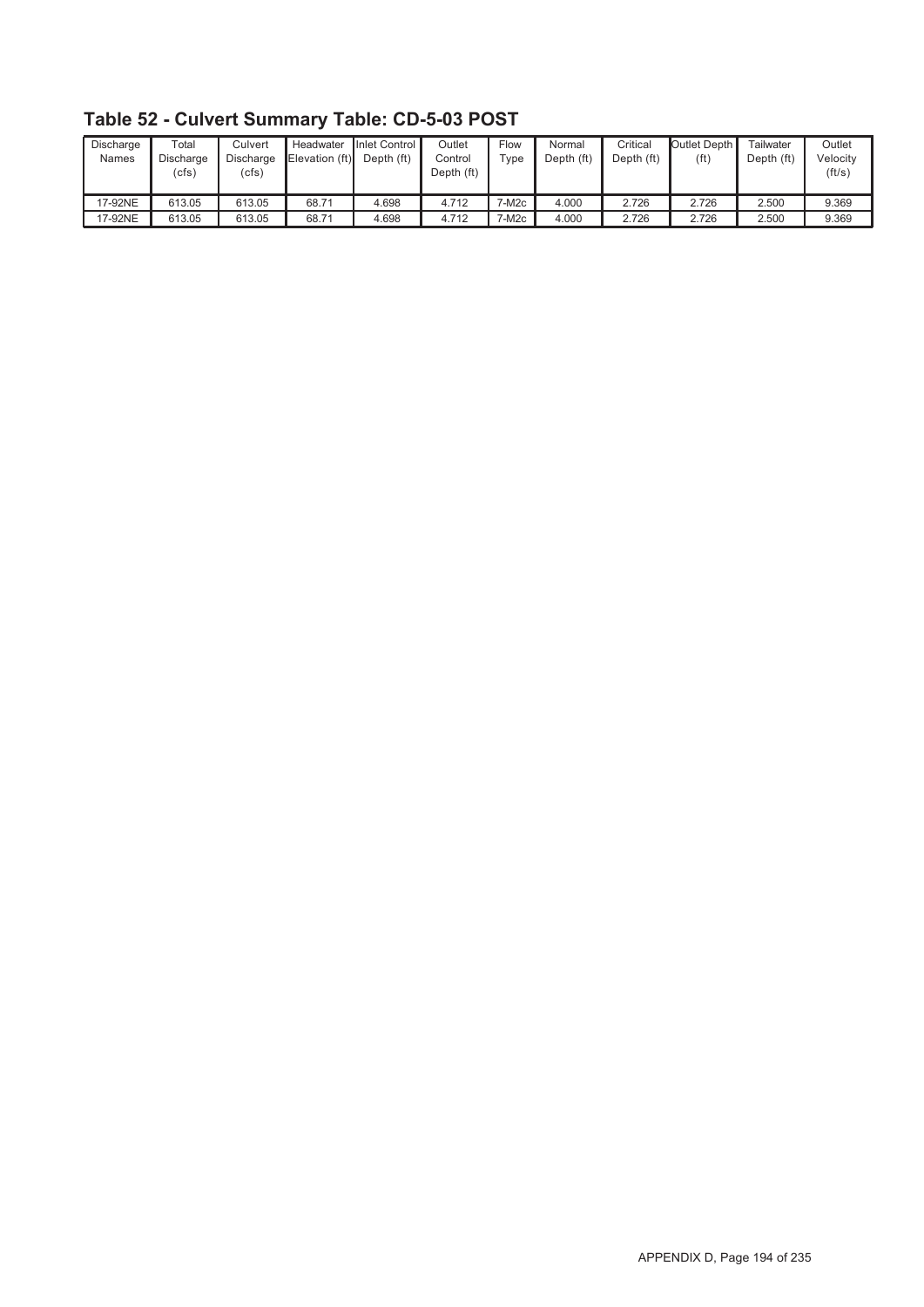## Table 52 - Culvert Summary Table: CD-5-03 POST

| Discharge Names | Total Discharge (cfs) | Culvert Discharge (cfs) | Headwater Elevation (ft) | Inlet Control Depth (ft) | Outlet Control Depth (ft) | Flow Type | Normal Depth (ft) | Critical Depth (ft) | Outlet Depth (ft) | Tailwater Depth (ft) | Outlet Velocity (ft/s) |
|---|---|---|---|---|---|---|---|---|---|---|---|
| 17-92NE | 613.05 | 613.05 | 68.71 | 4.698 | 4.712 | 7-M2c | 4.000 | 2.726 | 2.726 | 2.500 | 9.369 |
| 17-92NE | 613.05 | 613.05 | 68.71 | 4.698 | 4.712 | 7-M2c | 4.000 | 2.726 | 2.726 | 2.500 | 9.369 |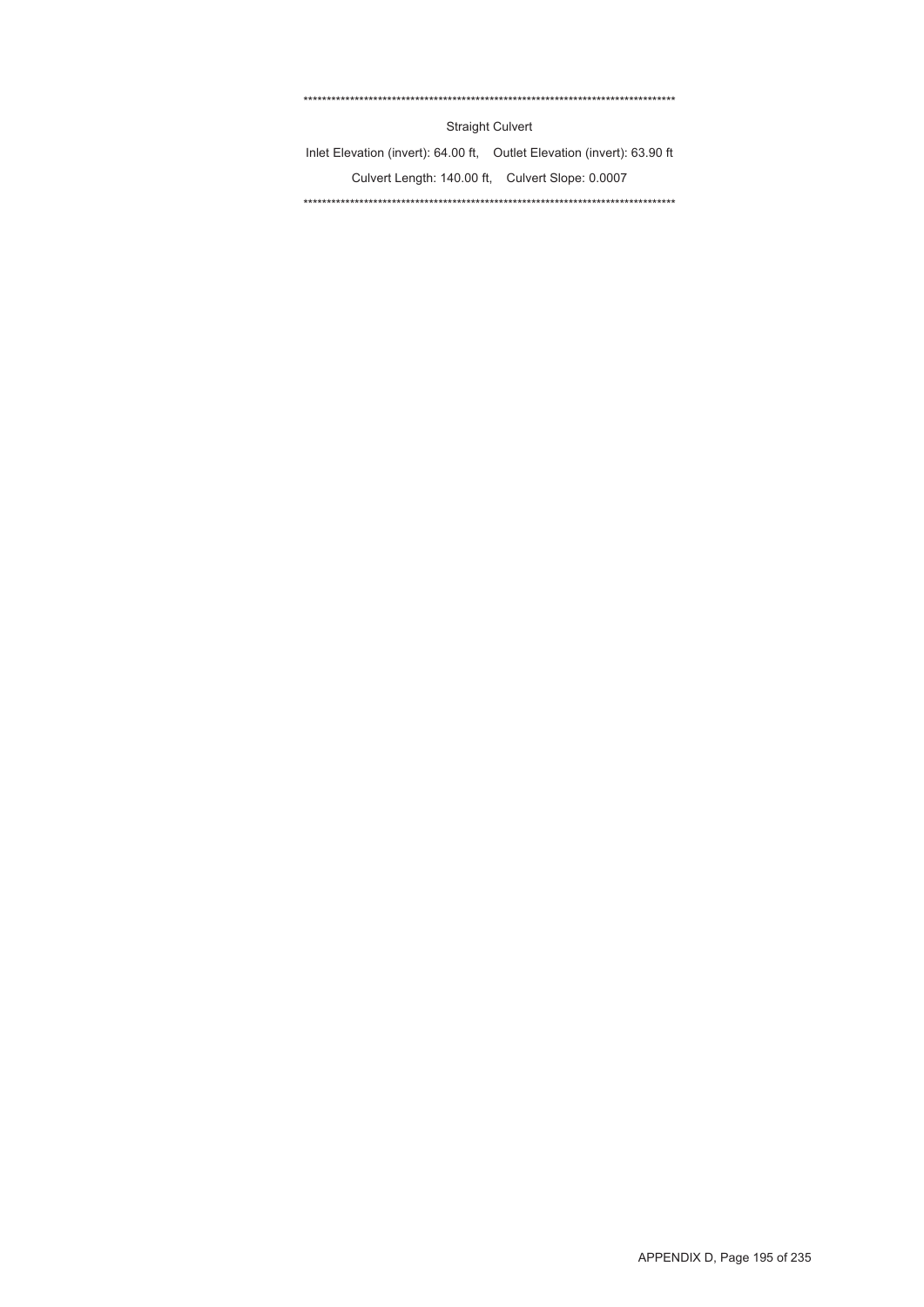************************************************************************************

Straight Culvert

Inlet Elevation (invert): 64.00 ft, Outlet Elevation (invert): 63.90 ft

Culvert Length: 140.00 ft, Culvert Slope: 0.0007

************************************************************************************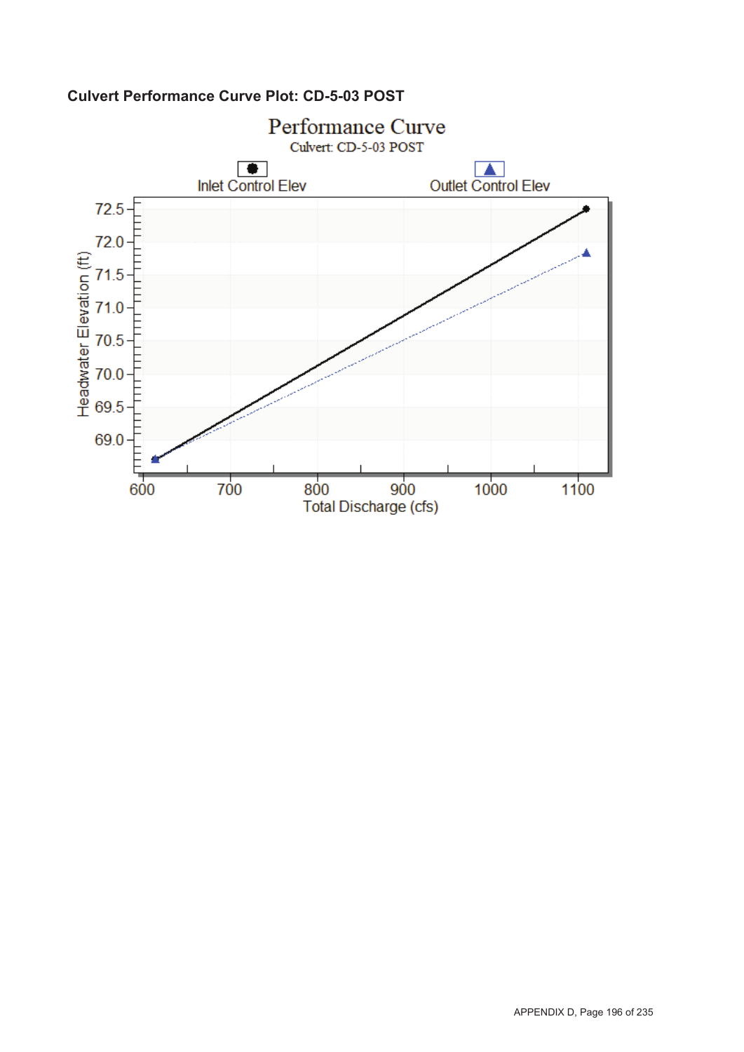**Culvert Performance Curve Plot: CD-5-03 POST**

Performance Curve

Culvert: CD-5-03 POST

Inlet Control Elev

Outlet Control Elev

Headwater Elevation (ft)

72.5
72.0
71.5
71.0
70.5
70.0
69.5
69.0

600 700 800 900 1000 1100

Total Discharge (cfs)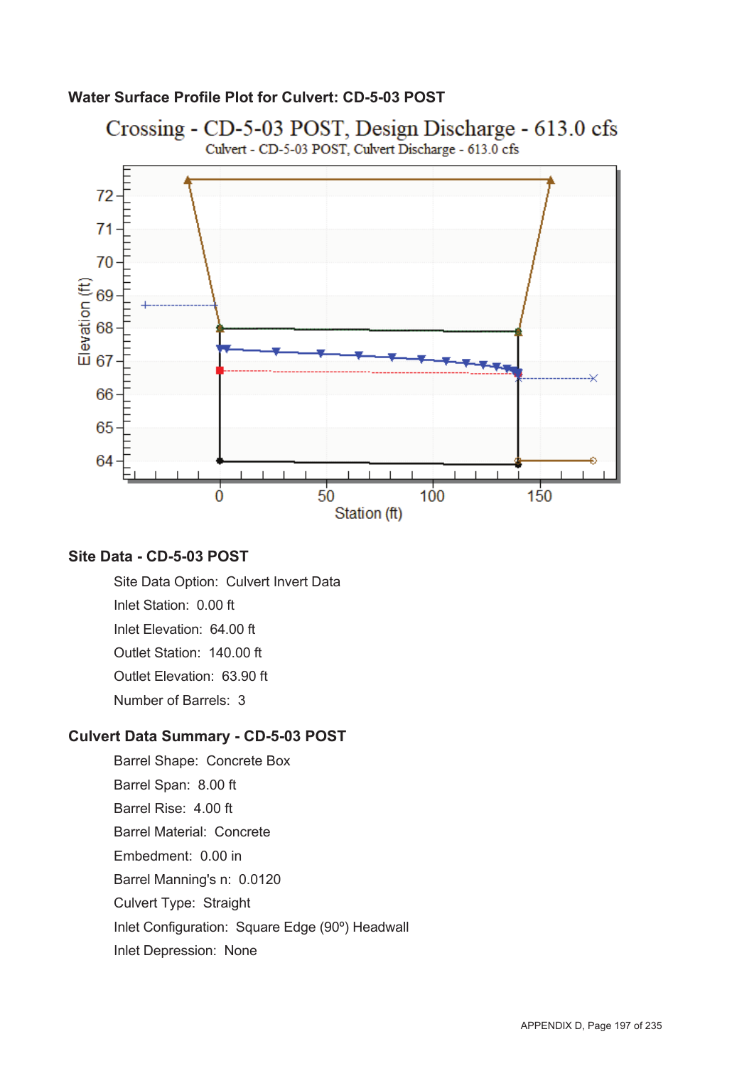## Water Surface Profile Plot for Culvert: CD-5-03 POST

## Site Data - CD-5-03 POST

Site Data Option: Culvert Invert Data

Inlet Station: 0.00 ft

Inlet Elevation: 64.00 ft

Outlet Station: 140.00 ft

Outlet Elevation: 63.90 ft

Number of Barrels: 3

## Culvert Data Summary - CD-5-03 POST

Barrel Shape: Concrete Box

Barrel Span: 8.00 ft

Barrel Rise: 4.00 ft

Barrel Material: Concrete

Embedment: 0.00 in

Barrel Manning's n: 0.0120

Culvert Type: Straight

Inlet Configuration: Square Edge (90º) Headwall

Inlet Depression: None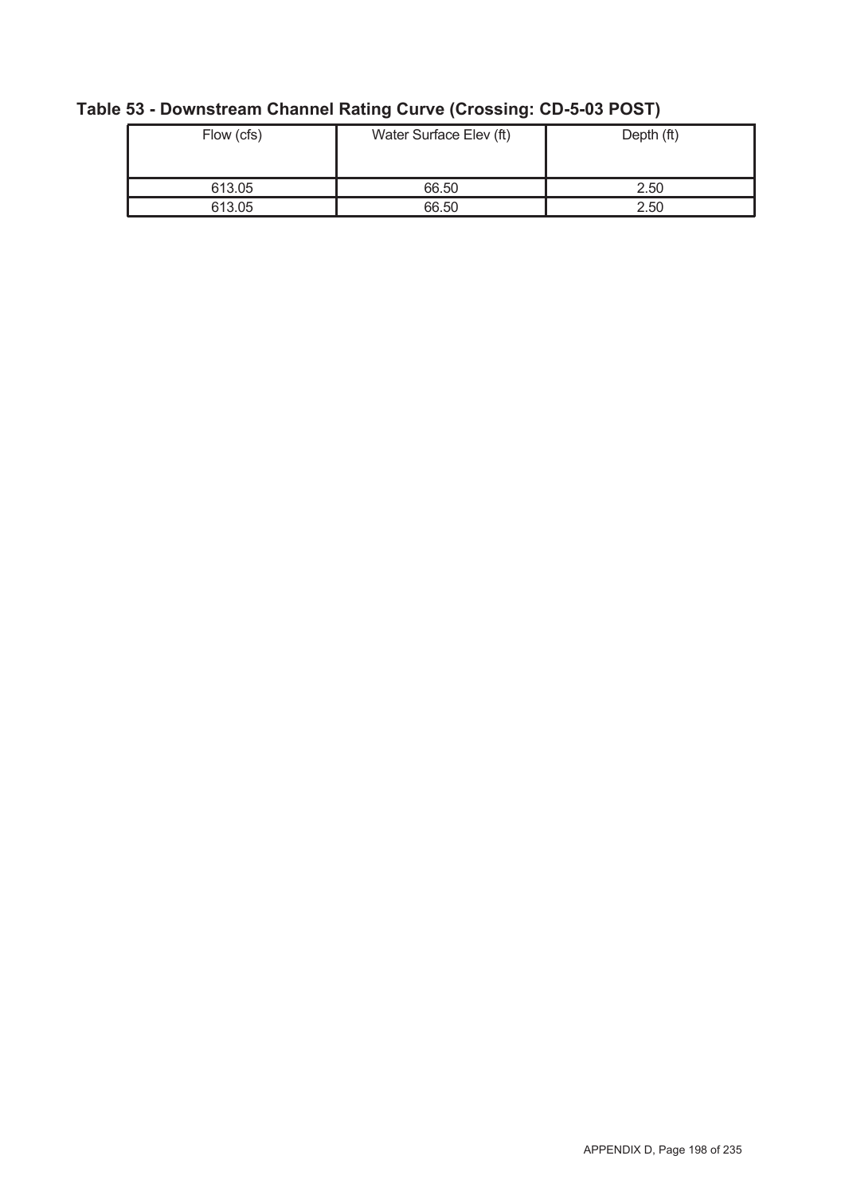## Table 53 - Downstream Channel Rating Curve (Crossing: CD-5-03 POST)

| Flow (cfs) | Water Surface Elev (ft) | Depth (ft) |
|---|---|---|
| 613.05 | 66.50 | 2.50 |
| 613.05 | 66.50 | 2.50 |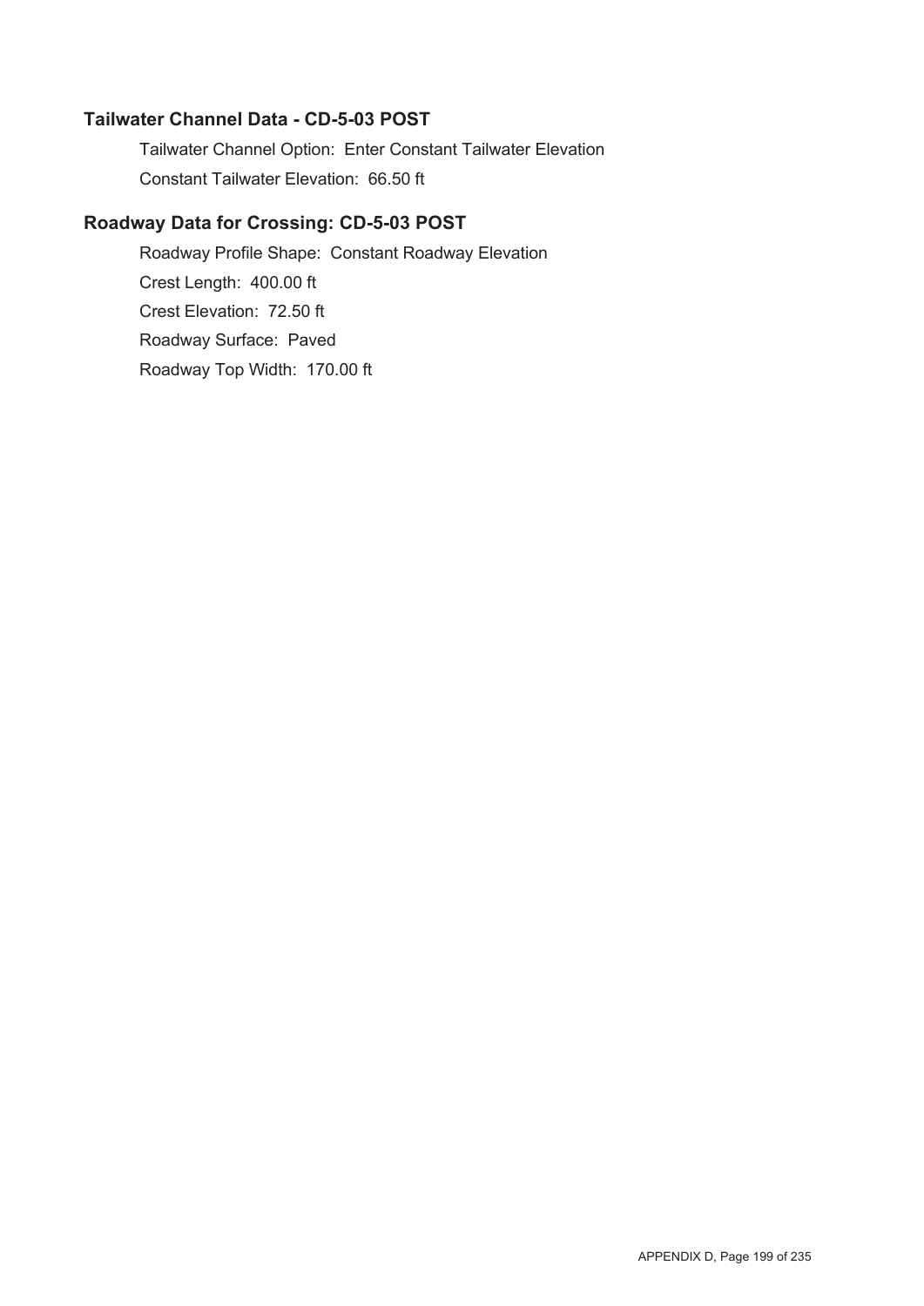## Tailwater Channel Data - CD-5-03 POST

Tailwater Channel Option: Enter Constant Tailwater Elevation

Constant Tailwater Elevation: 66.50 ft

## Roadway Data for Crossing: CD-5-03 POST

Roadway Profile Shape: Constant Roadway Elevation

Crest Length: 400.00 ft

Crest Elevation: 72.50 ft

Roadway Surface: Paved

Roadway Top Width: 170.00 ft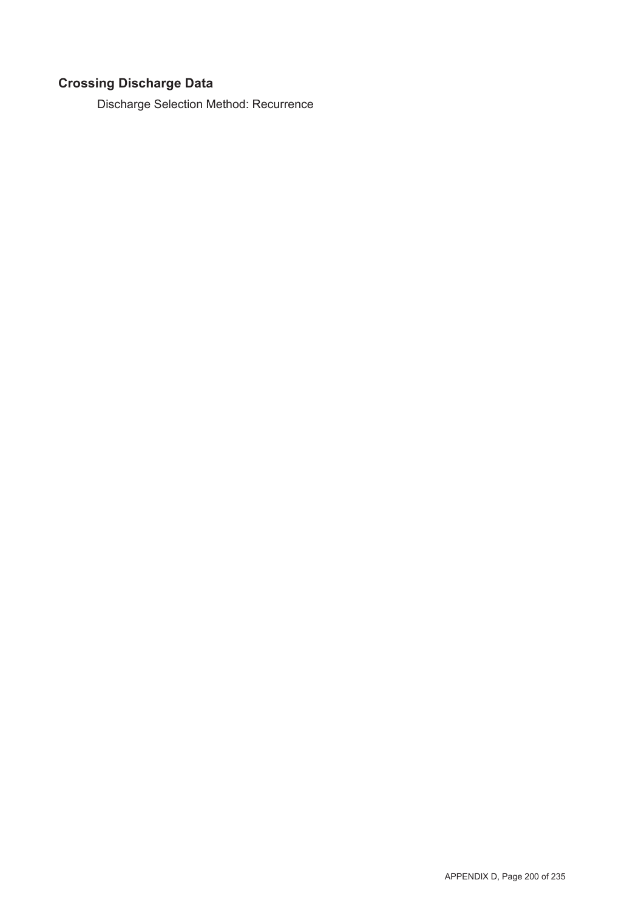## Crossing Discharge Data

Discharge Selection Method: Recurrence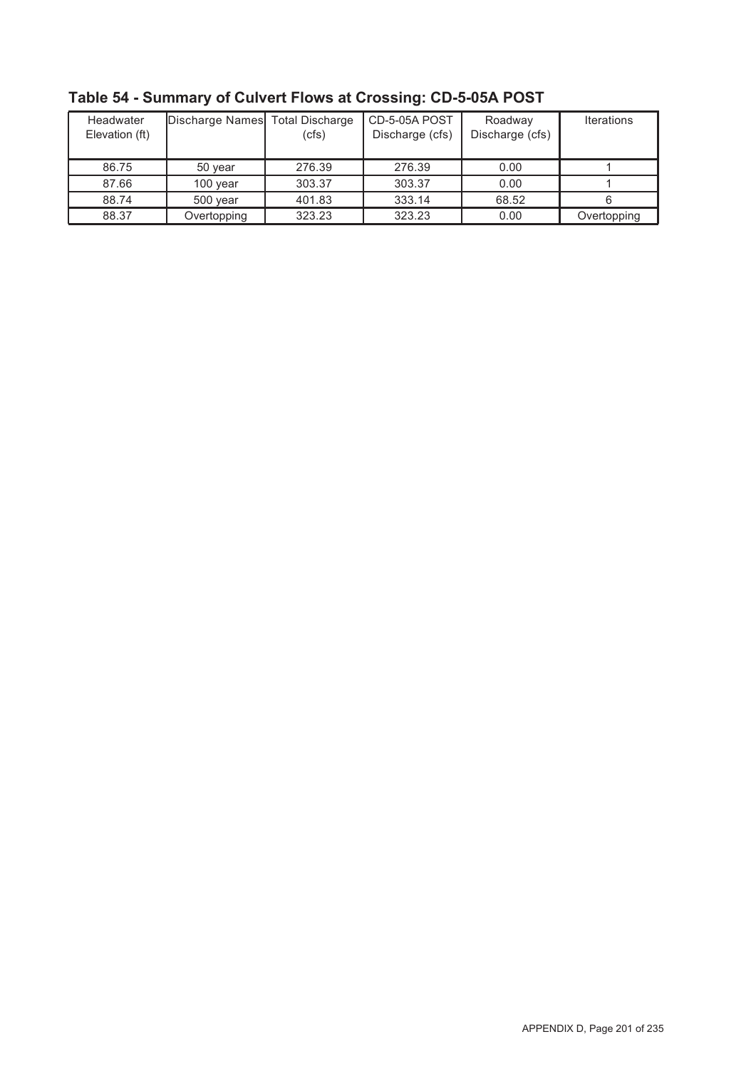## Table 54 - Summary of Culvert Flows at Crossing: CD-5-05A POST

| Headwater Elevation (ft) | Discharge Names | Total Discharge (cfs) | CD-5-05A POST Discharge (cfs) | Roadway Discharge (cfs) | Iterations |
|---|---|---|---|---|---|
| 86.75 | 50 year | 276.39 | 276.39 | 0.00 | 1 |
| 87.66 | 100 year | 303.37 | 303.37 | 0.00 | 1 |
| 88.74 | 500 year | 401.83 | 333.14 | 68.52 | 6 |
| 88.37 | Overtopping | 323.23 | 323.23 | 0.00 | Overtopping |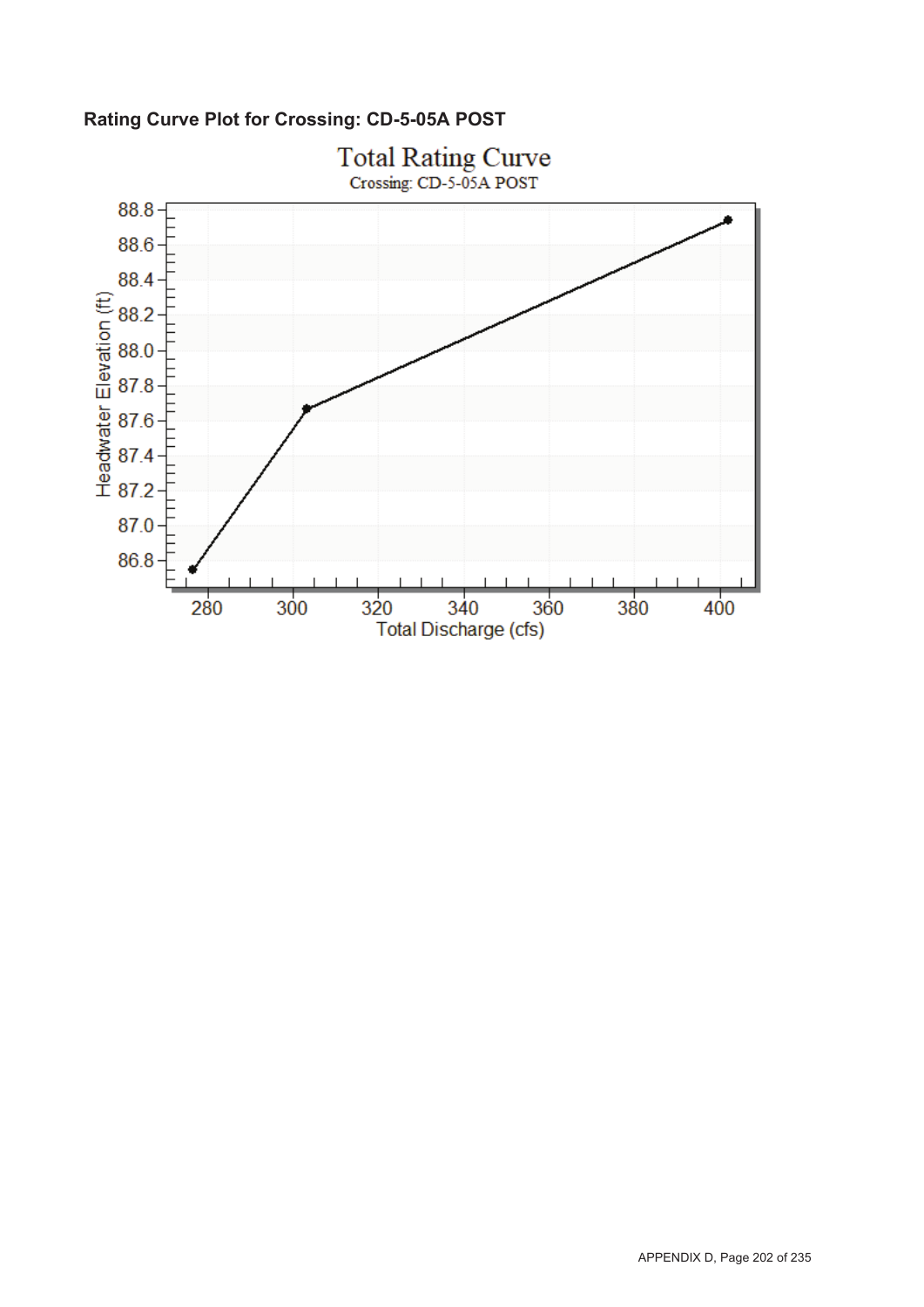**Rating Curve Plot for Crossing: CD-5-05A POST**

Total Rating Curve

Crossing: CD-5-05A POST

Headwater Elevation (ft)

88.8
88.6
88.4
88.2
88.0
87.8
87.6
87.4
87.2
87.0
86.8

280 300 320 340 360 380 400

Total Discharge (cfs)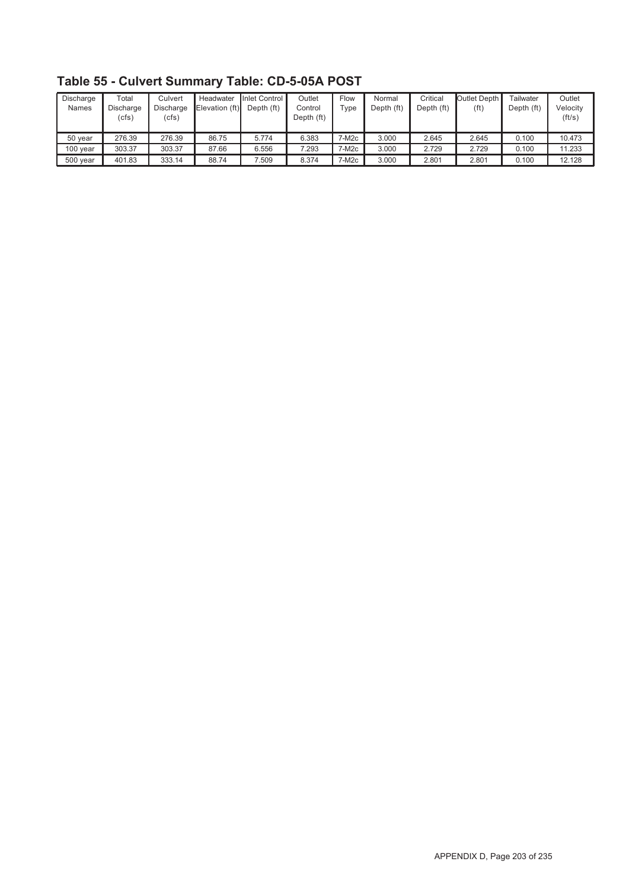## Table 55 - Culvert Summary Table: CD-5-05A POST

| Discharge Names | Total Discharge (cfs) | Culvert Discharge (cfs) | Headwater Elevation (ft) | Inlet Control Depth (ft) | Outlet Control Depth (ft) | Flow Type | Normal Depth (ft) | Critical Depth (ft) | Outlet Depth (ft) | Tailwater Depth (ft) | Outlet Velocity (ft/s) |
|---|---|---|---|---|---|---|---|---|---|---|---|
| 50 year | 276.39 | 276.39 | 86.75 | 5.774 | 6.383 | 7-M2c | 3.000 | 2.645 | 2.645 | 0.100 | 10.473 |
| 100 year | 303.37 | 303.37 | 87.66 | 6.556 | 7.293 | 7-M2c | 3.000 | 2.729 | 2.729 | 0.100 | 11.233 |
| 500 year | 401.83 | 333.14 | 88.74 | 7.509 | 8.374 | 7-M2c | 3.000 | 2.801 | 2.801 | 0.100 | 12.128 |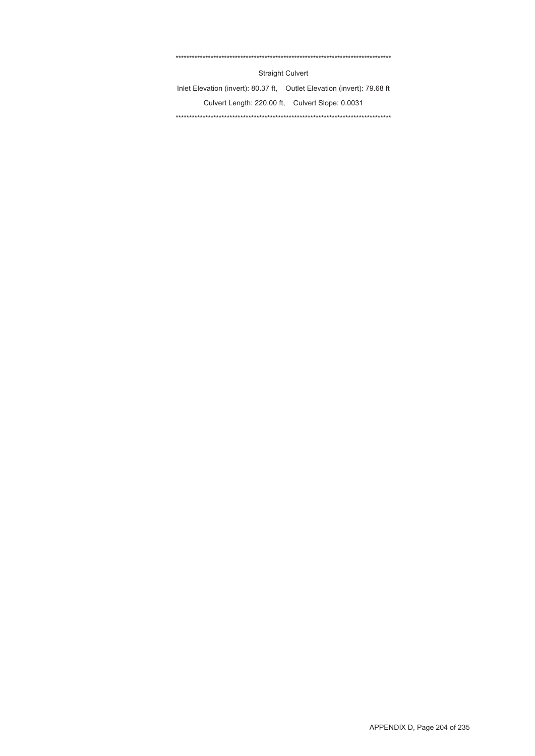************************************************************************************

Straight Culvert

Inlet Elevation (invert): 80.37 ft,    Outlet Elevation (invert): 79.68 ft

Culvert Length: 220.00 ft,    Culvert Slope: 0.0031

************************************************************************************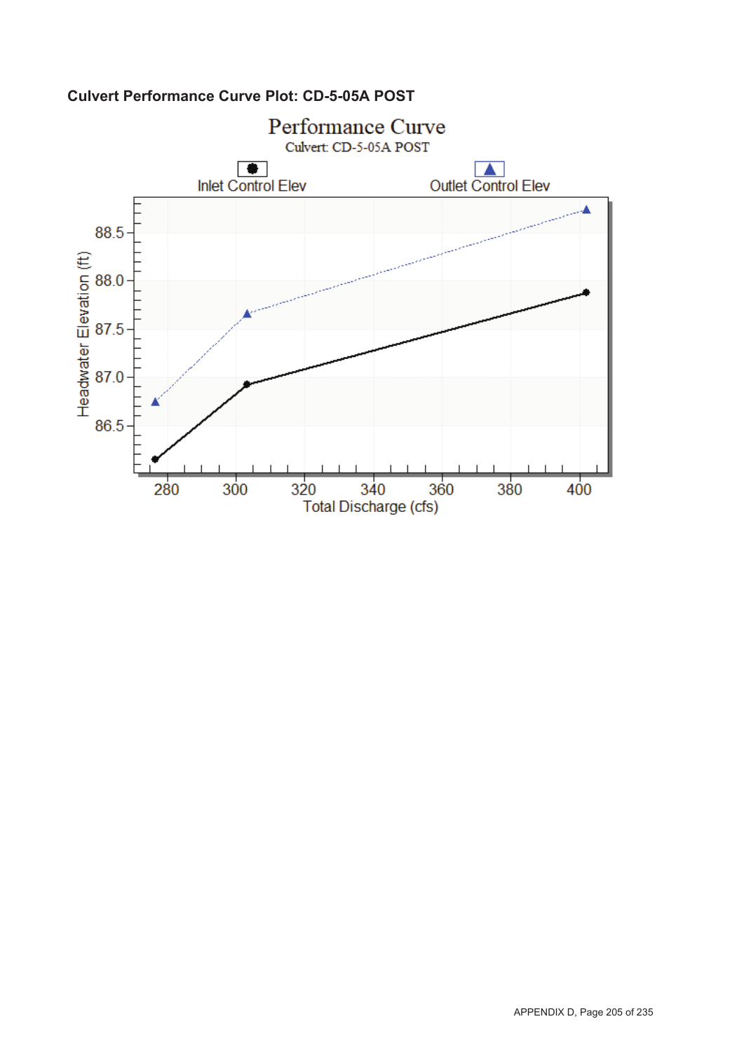**Culvert Performance Curve Plot: CD-5-05A POST**

Performance Curve

Culvert: CD-5-05A POST

Inlet Control Elev | Outlet Control Elev

Headwater Elevation (ft)

88.5

88.0

87.5

87.0

86.5

280 300 320 340 360 380 400

Total Discharge (cfs)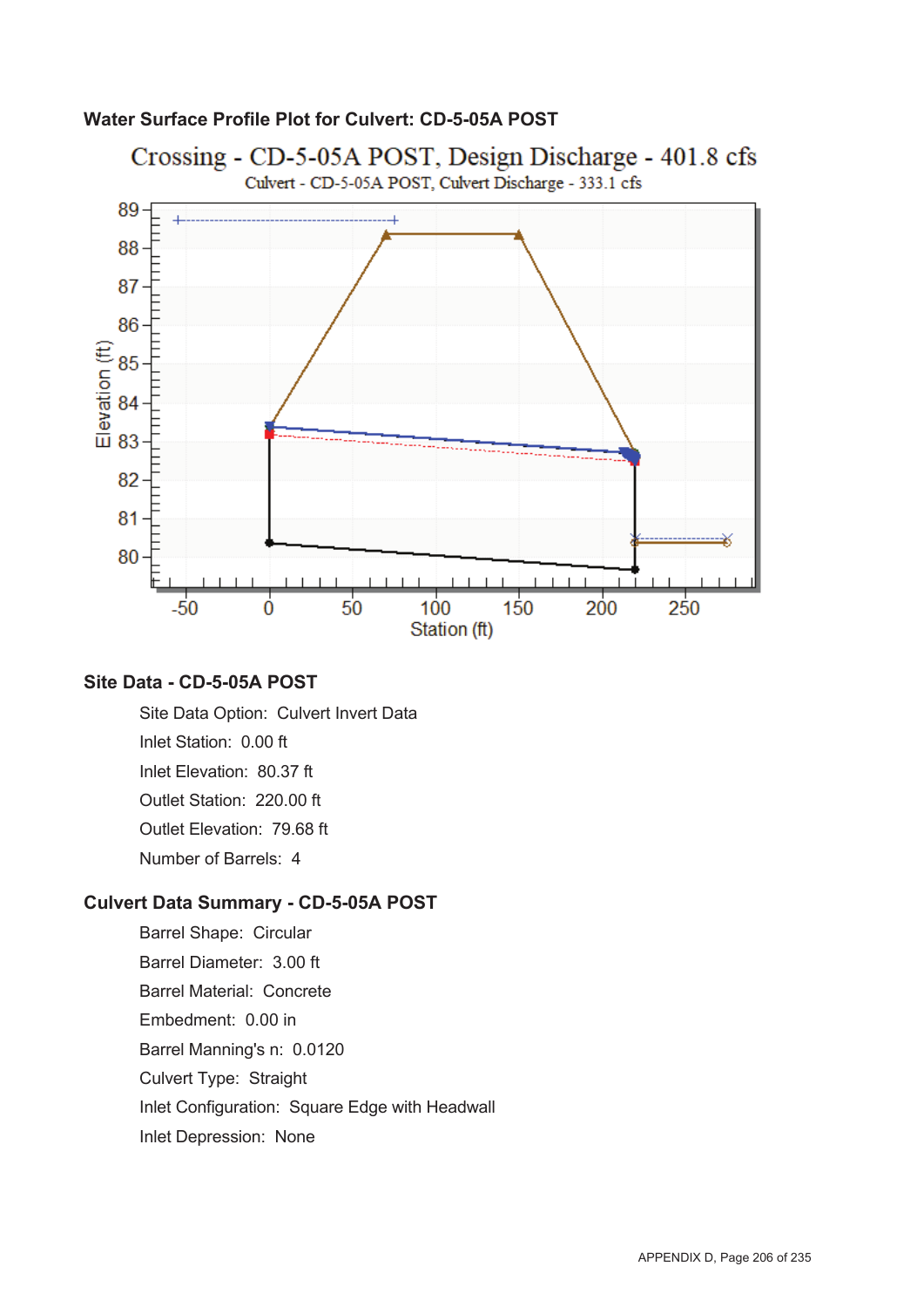### Water Surface Profile Plot for Culvert: CD-5-05A POST

Crossing - CD-5-05A POST, Design Discharge - 401.8 cfs

Culvert - CD-5-05A POST, Culvert Discharge - 333.1 cfs

### Site Data - CD-5-05A POST

- Site Data Option: Culvert Invert Data
- Inlet Station: 0.00 ft
- Inlet Elevation: 80.37 ft
- Outlet Station: 220.00 ft
- Outlet Elevation: 79.68 ft
- Number of Barrels: 4

### Culvert Data Summary - CD-5-05A POST

- Barrel Shape: Circular
- Barrel Diameter: 3.00 ft
- Barrel Material: Concrete
- Embedment: 0.00 in
- Barrel Manning's n: 0.0120
- Culvert Type: Straight
- Inlet Configuration: Square Edge with Headwall
- Inlet Depression: None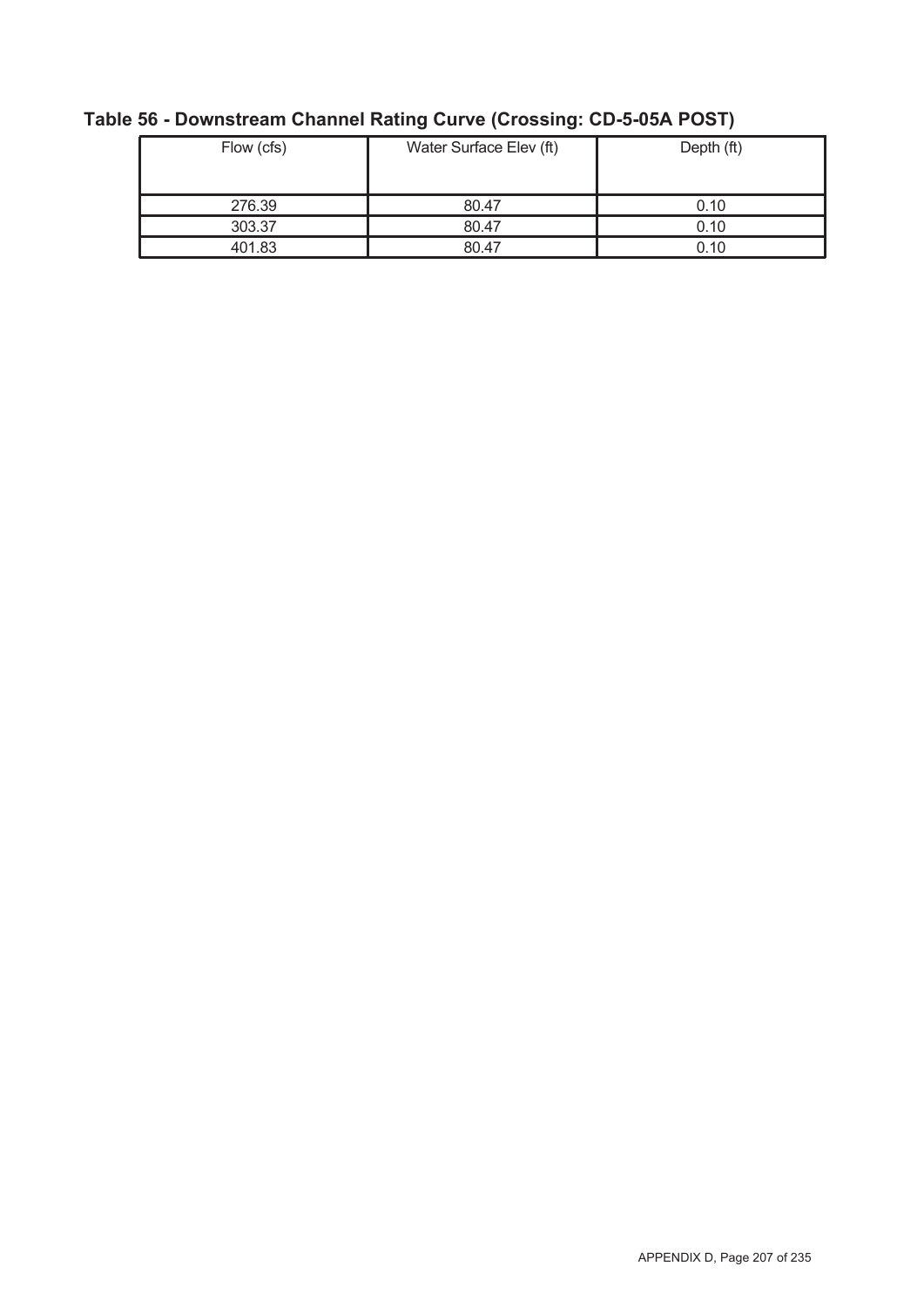**Table 56 - Downstream Channel Rating Curve (Crossing: CD-5-05A POST)**

| Flow (cfs) | Water Surface Elev (ft) | Depth (ft) |
| --- | --- | --- |
| 276.39 | 80.47 | 0.10 |
| 303.37 | 80.47 | 0.10 |
| 401.83 | 80.47 | 0.10 |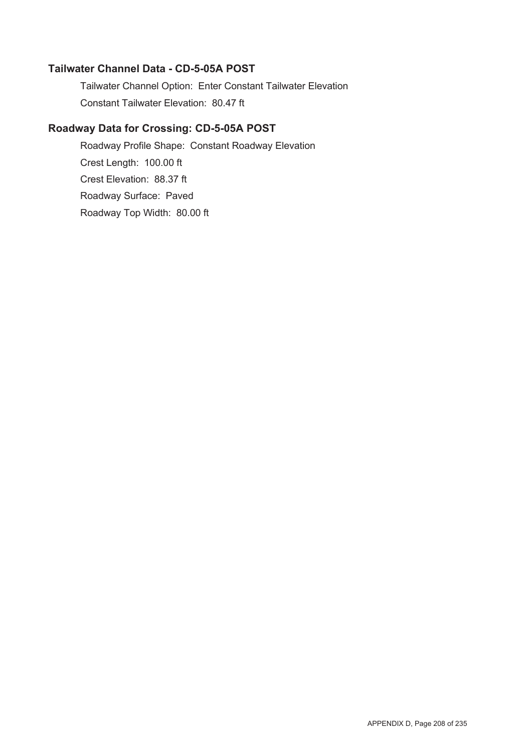## Tailwater Channel Data - CD-5-05A POST

Tailwater Channel Option: Enter Constant Tailwater Elevation

Constant Tailwater Elevation: 80.47 ft

## Roadway Data for Crossing: CD-5-05A POST

Roadway Profile Shape: Constant Roadway Elevation

Crest Length: 100.00 ft

Crest Elevation: 88.37 ft

Roadway Surface: Paved

Roadway Top Width: 80.00 ft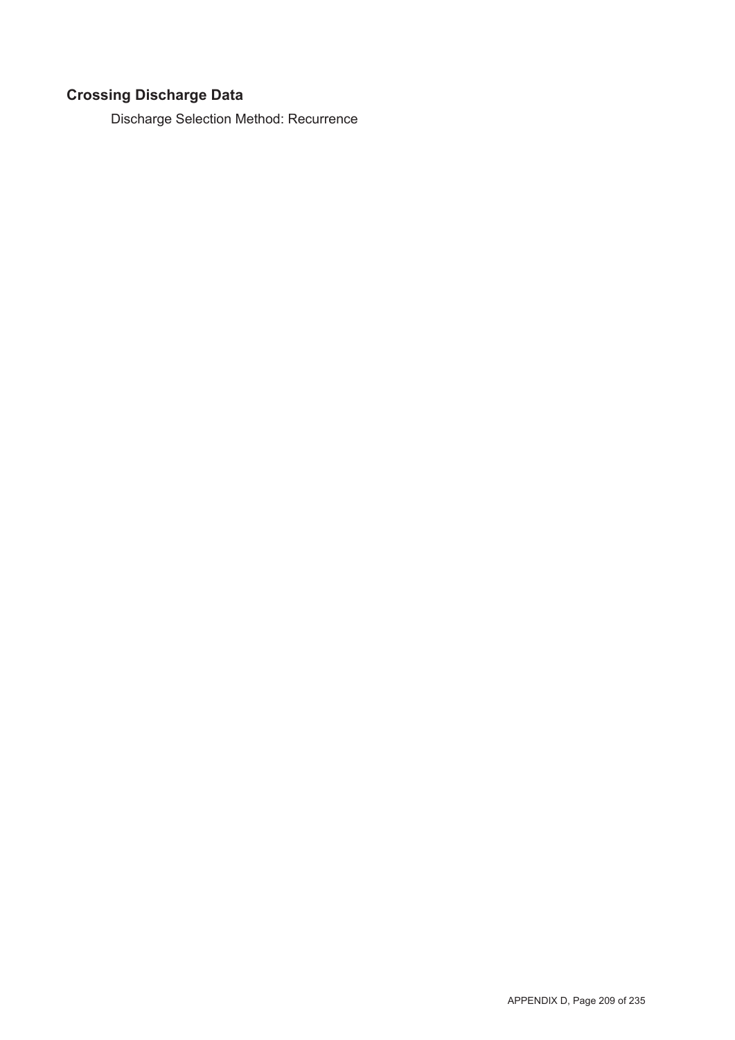## Crossing Discharge Data

Discharge Selection Method: Recurrence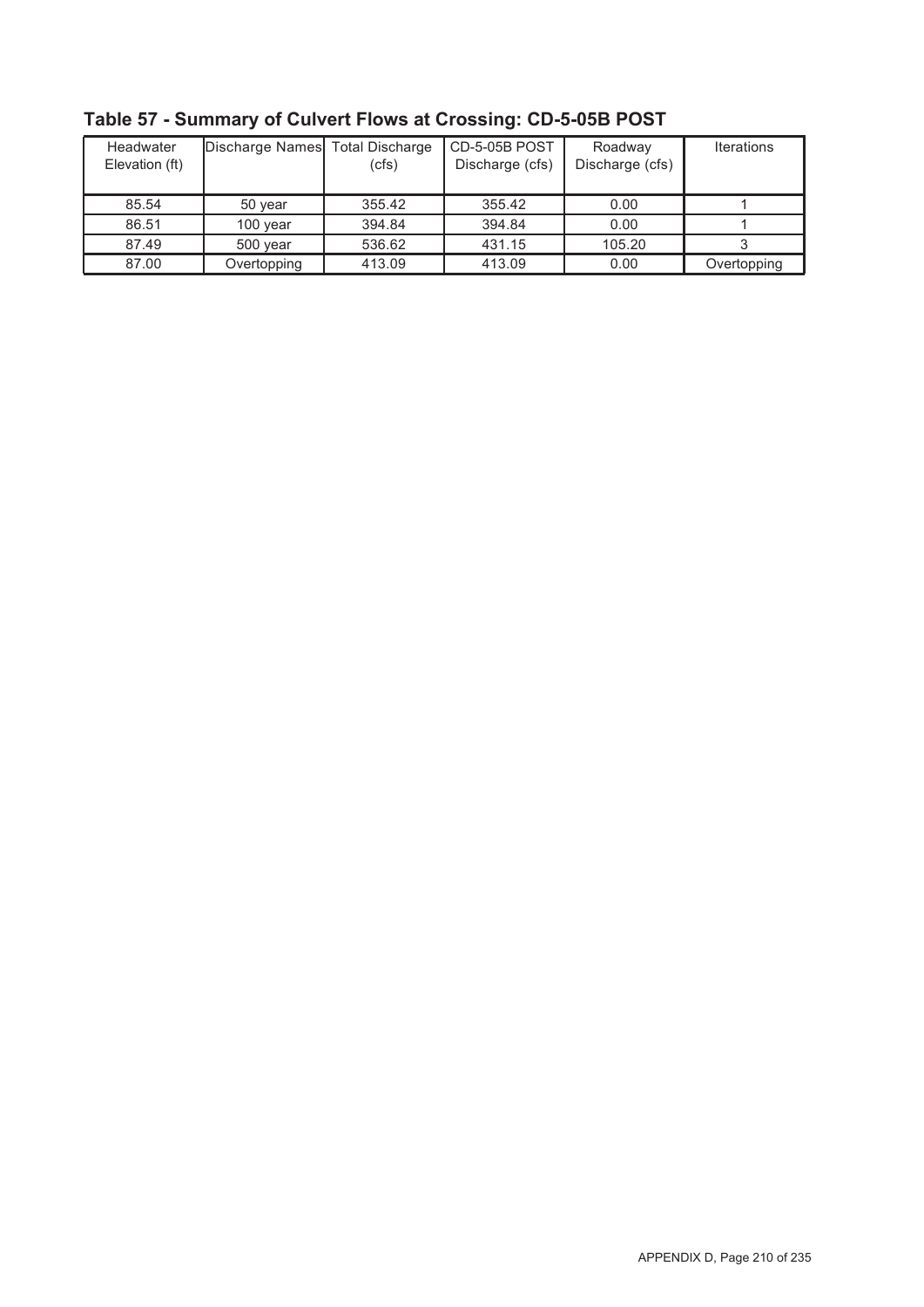## Table 57 - Summary of Culvert Flows at Crossing: CD-5-05B POST

| Headwater Elevation (ft) | Discharge Names | Total Discharge (cfs) | CD-5-05B POST Discharge (cfs) | Roadway Discharge (cfs) | Iterations |
|---|---|---|---|---|---|
| 85.54 | 50 year | 355.42 | 355.42 | 0.00 | 1 |
| 86.51 | 100 year | 394.84 | 394.84 | 0.00 | 1 |
| 87.49 | 500 year | 536.62 | 431.15 | 105.20 | 3 |
| 87.00 | Overtopping | 413.09 | 413.09 | 0.00 | Overtopping |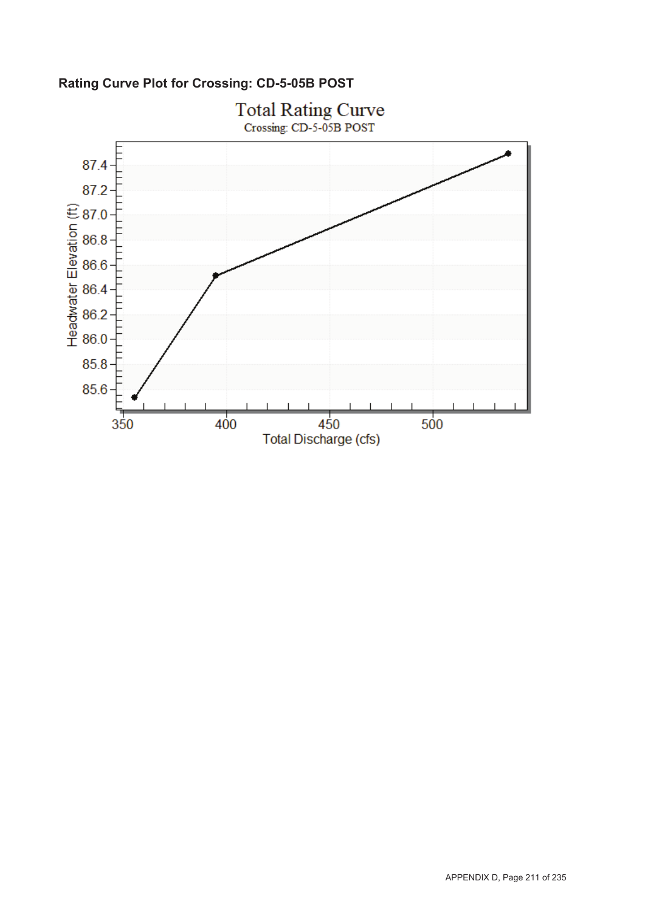**Rating Curve Plot for Crossing: CD-5-05B POST**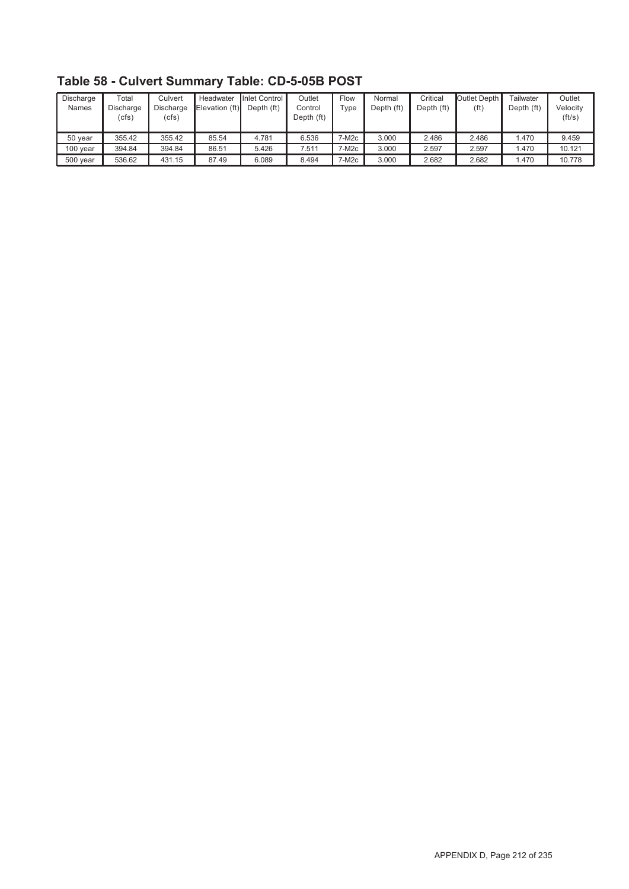# Table 58 - Culvert Summary Table: CD-5-05B POST

| Discharge Names | Total Discharge (cfs) | Culvert Discharge (cfs) | Headwater Elevation (ft) | Inlet Control Depth (ft) | Outlet Control Depth (ft) | Flow Type | Normal Depth (ft) | Critical Depth (ft) | Outlet Depth (ft) | Tailwater Depth (ft) | Outlet Velocity (ft/s) |
|---|---|---|---|---|---|---|---|---|---|---|---|
| 50 year | 355.42 | 355.42 | 85.54 | 4.781 | 6.536 | 7-M2c | 3.000 | 2.486 | 2.486 | 1.470 | 9.459 |
| 100 year | 394.84 | 394.84 | 86.51 | 5.426 | 7.511 | 7-M2c | 3.000 | 2.597 | 2.597 | 1.470 | 10.121 |
| 500 year | 536.62 | 431.15 | 87.49 | 6.089 | 8.494 | 7-M2c | 3.000 | 2.682 | 2.682 | 1.470 | 10.778 |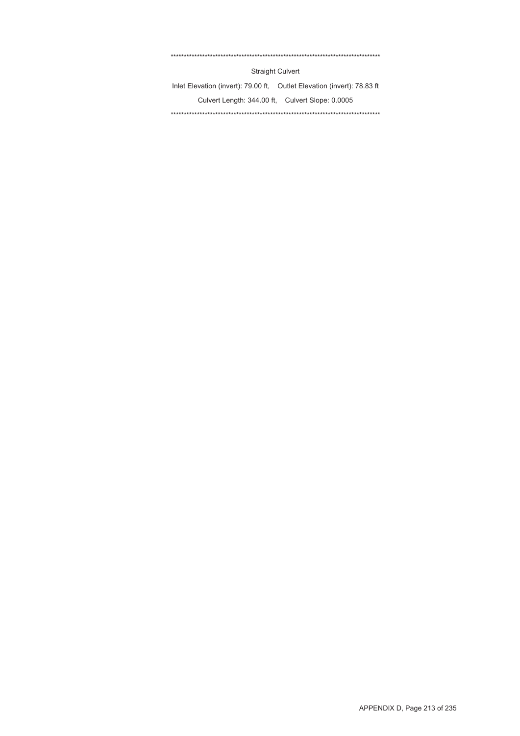************************************************************************************

Straight Culvert

Inlet Elevation (invert): 79.00 ft,    Outlet Elevation (invert): 78.83 ft

Culvert Length: 344.00 ft,    Culvert Slope: 0.0005

************************************************************************************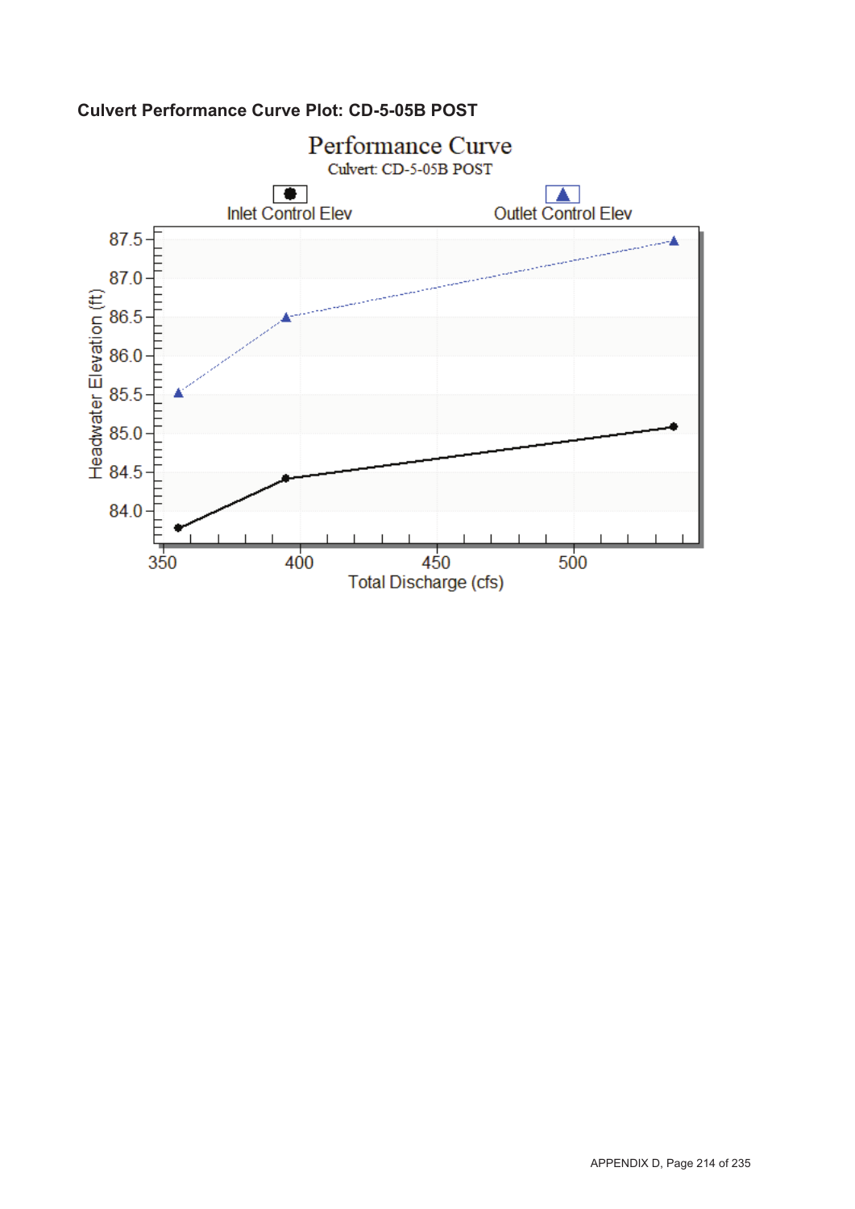**Culvert Performance Curve Plot: CD-5-05B POST**

Performance Curve

Culvert: CD-5-05B POST

Inlet Control Elev

Outlet Control Elev

Headwater Elevation (ft)

Total Discharge (cfs)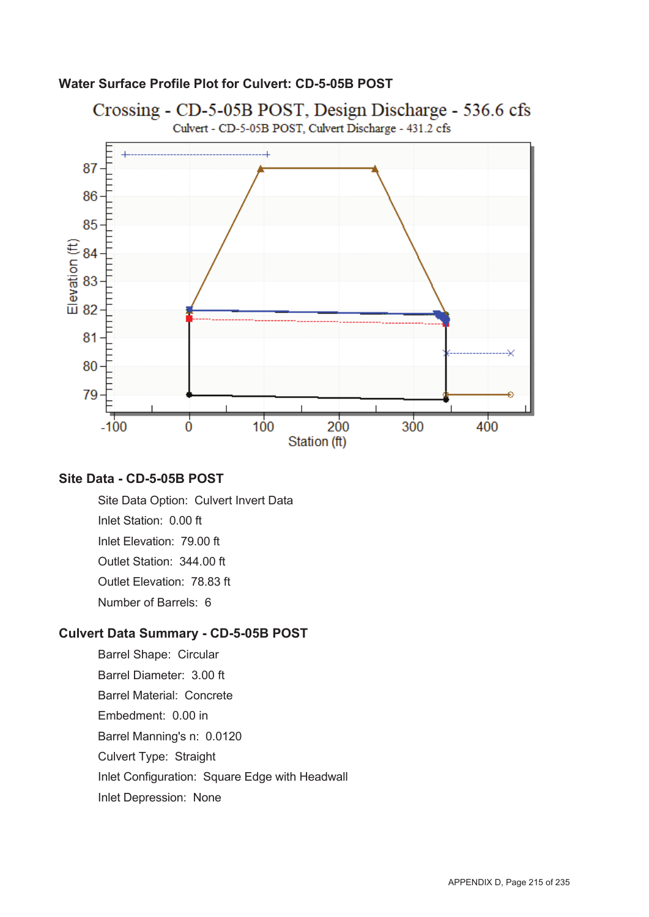## Water Surface Profile Plot for Culvert: CD-5-05B POST

Crossing - CD-5-05B POST, Design Discharge - 536.6 cfs

Culvert - CD-5-05B POST, Culvert Discharge - 431.2 cfs

## Site Data - CD-5-05B POST

- Site Data Option: Culvert Invert Data
- Inlet Station: 0.00 ft
- Inlet Elevation: 79.00 ft
- Outlet Station: 344.00 ft
- Outlet Elevation: 78.83 ft
- Number of Barrels: 6

## Culvert Data Summary - CD-5-05B POST

- Barrel Shape: Circular
- Barrel Diameter: 3.00 ft
- Barrel Material: Concrete
- Embedment: 0.00 in
- Barrel Manning's n: 0.0120
- Culvert Type: Straight
- Inlet Configuration: Square Edge with Headwall
- Inlet Depression: None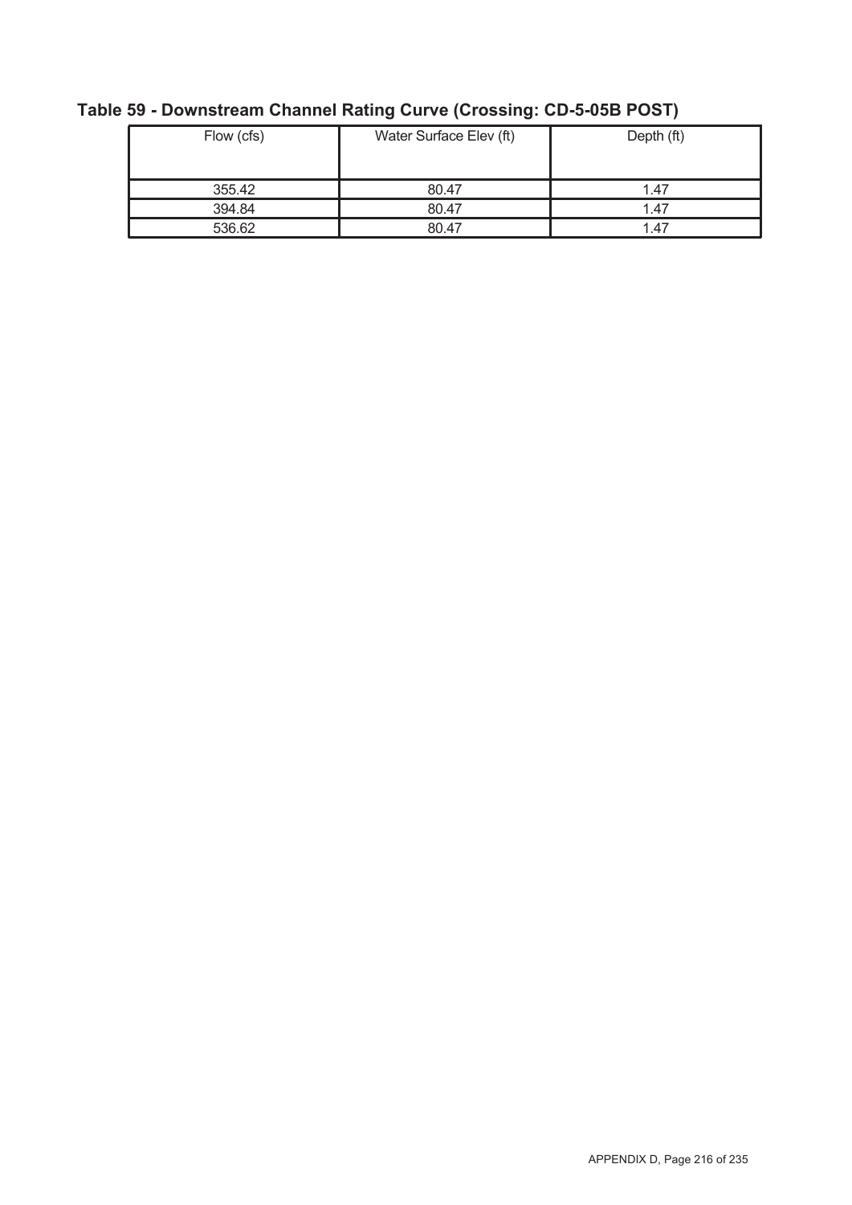**Table 59 - Downstream Channel Rating Curve (Crossing: CD-5-05B POST)**

| Flow (cfs) | Water Surface Elev (ft) | Depth (ft) |
|---|---|---|
| 355.42 | 80.47 | 1.47 |
| 394.84 | 80.47 | 1.47 |
| 536.62 | 80.47 | 1.47 |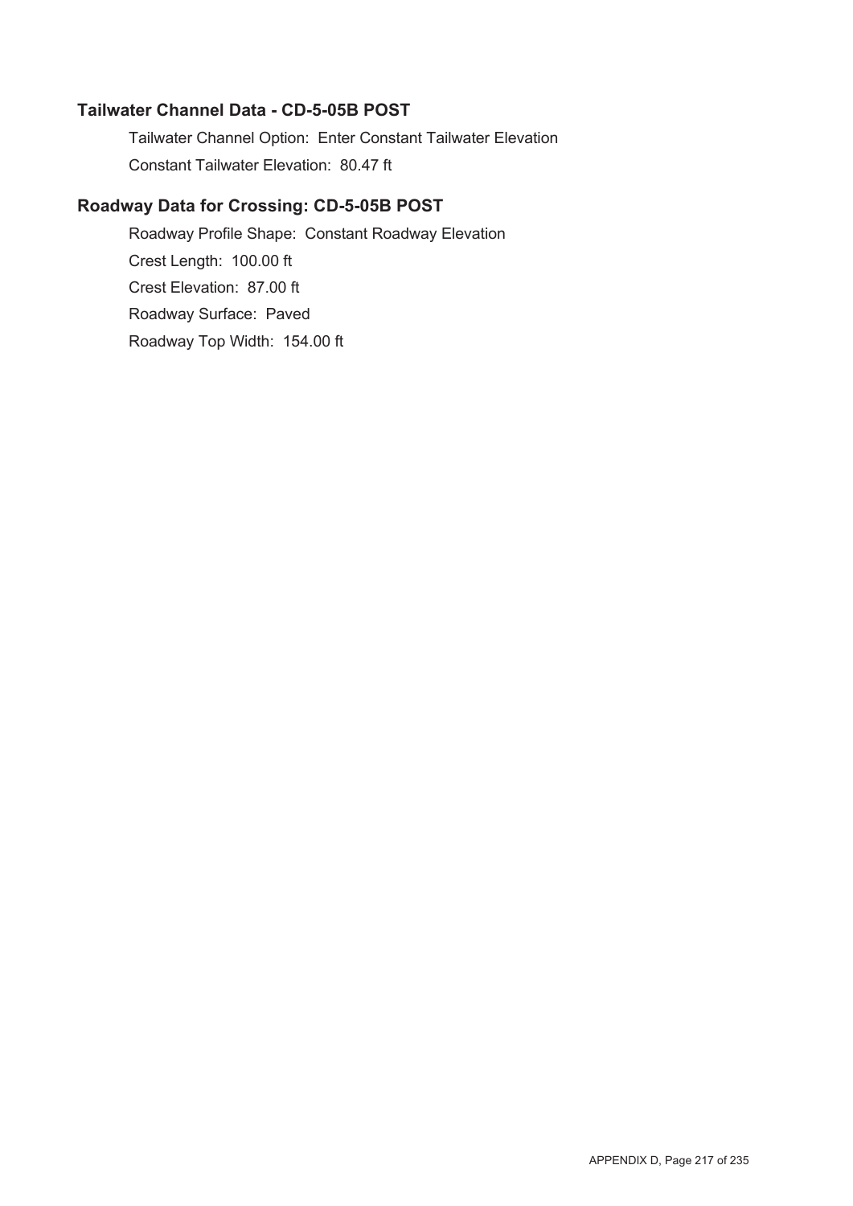### Tailwater Channel Data - CD-5-05B POST

Tailwater Channel Option: Enter Constant Tailwater Elevation

Constant Tailwater Elevation: 80.47 ft

### Roadway Data for Crossing: CD-5-05B POST

Roadway Profile Shape: Constant Roadway Elevation

Crest Length: 100.00 ft

Crest Elevation: 87.00 ft

Roadway Surface: Paved

Roadway Top Width: 154.00 ft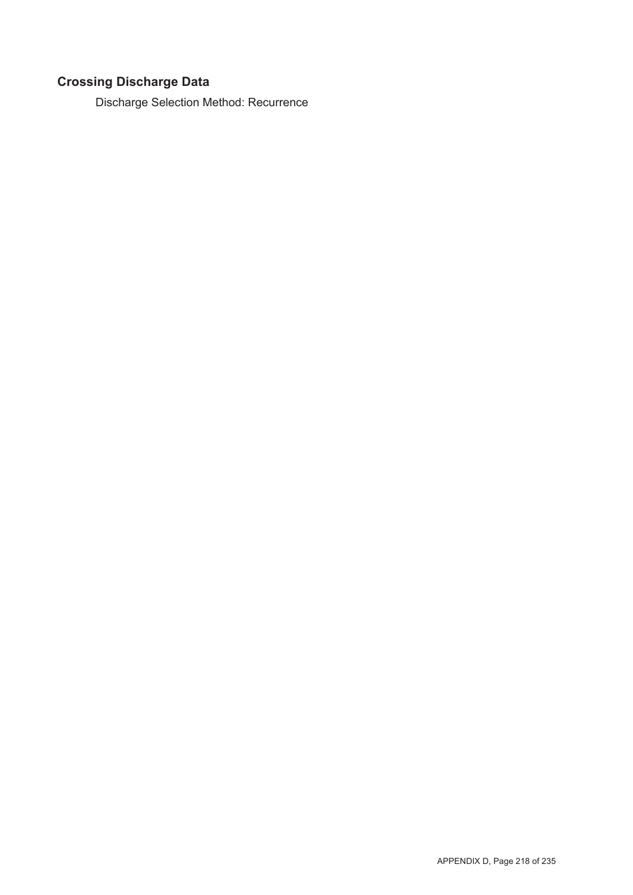## Crossing Discharge Data

Discharge Selection Method: Recurrence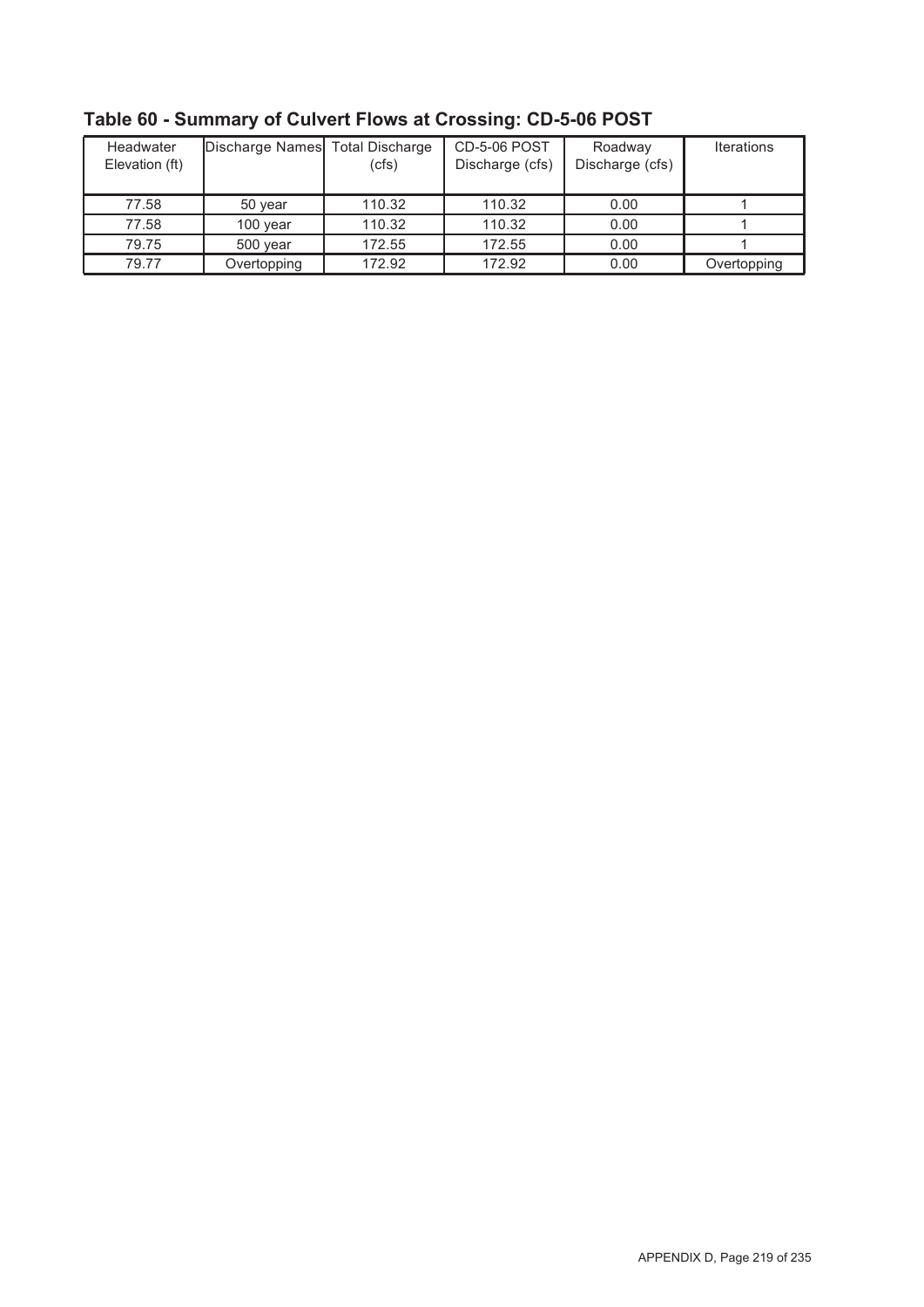## Table 60 - Summary of Culvert Flows at Crossing: CD-5-06 POST

| Headwater Elevation (ft) | Discharge Names | Total Discharge (cfs) | CD-5-06 POST Discharge (cfs) | Roadway Discharge (cfs) | Iterations |
|---|---|---|---|---|---|
| 77.58 | 50 year | 110.32 | 110.32 | 0.00 | 1 |
| 77.58 | 100 year | 110.32 | 110.32 | 0.00 | 1 |
| 79.75 | 500 year | 172.55 | 172.55 | 0.00 | 1 |
| 79.77 | Overtopping | 172.92 | 172.92 | 0.00 | Overtopping |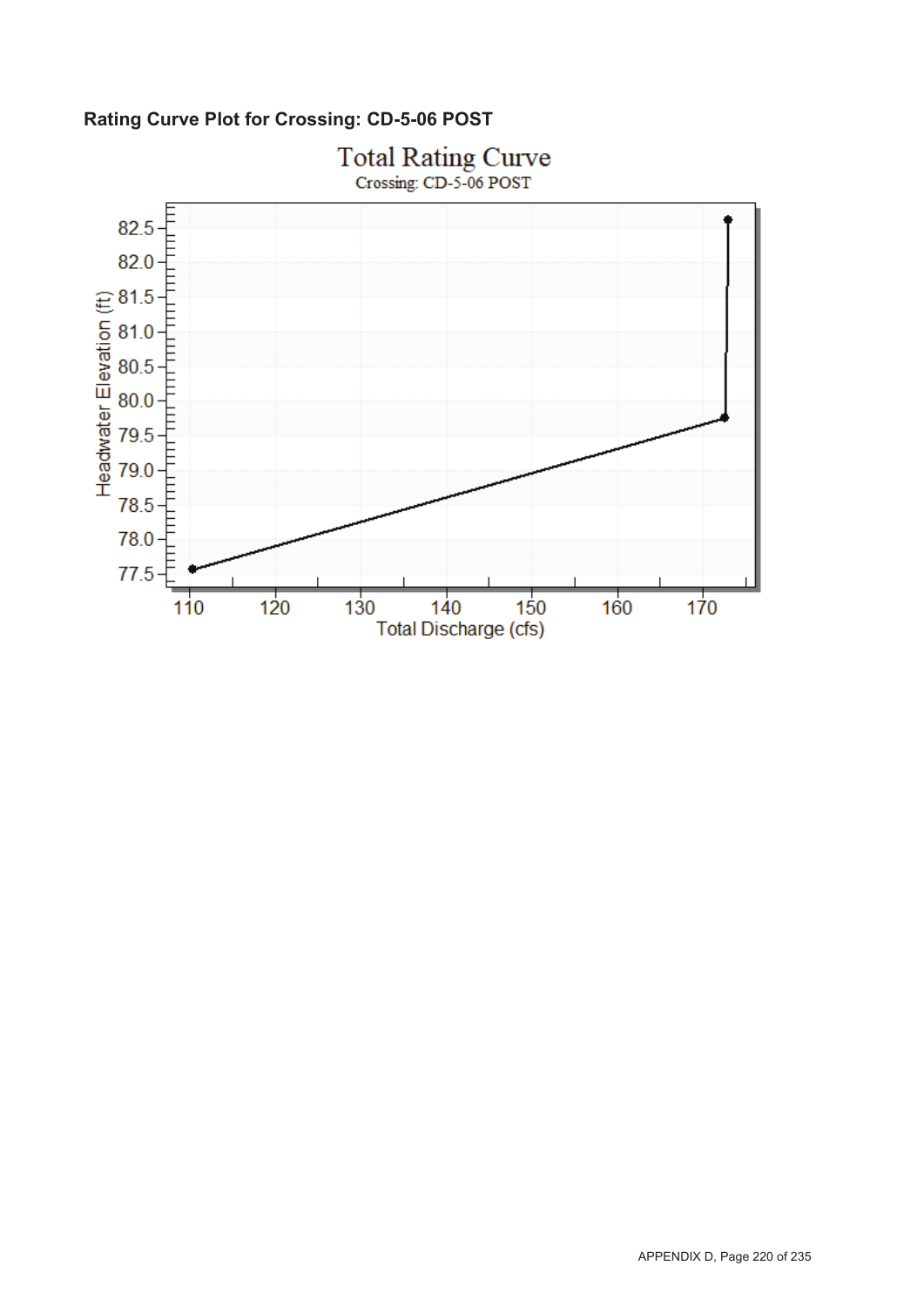**Rating Curve Plot for Crossing: CD-5-06 POST**

Total Rating Curve

Crossing: CD-5-06 POST

Headwater Elevation (ft)

Total Discharge (cfs)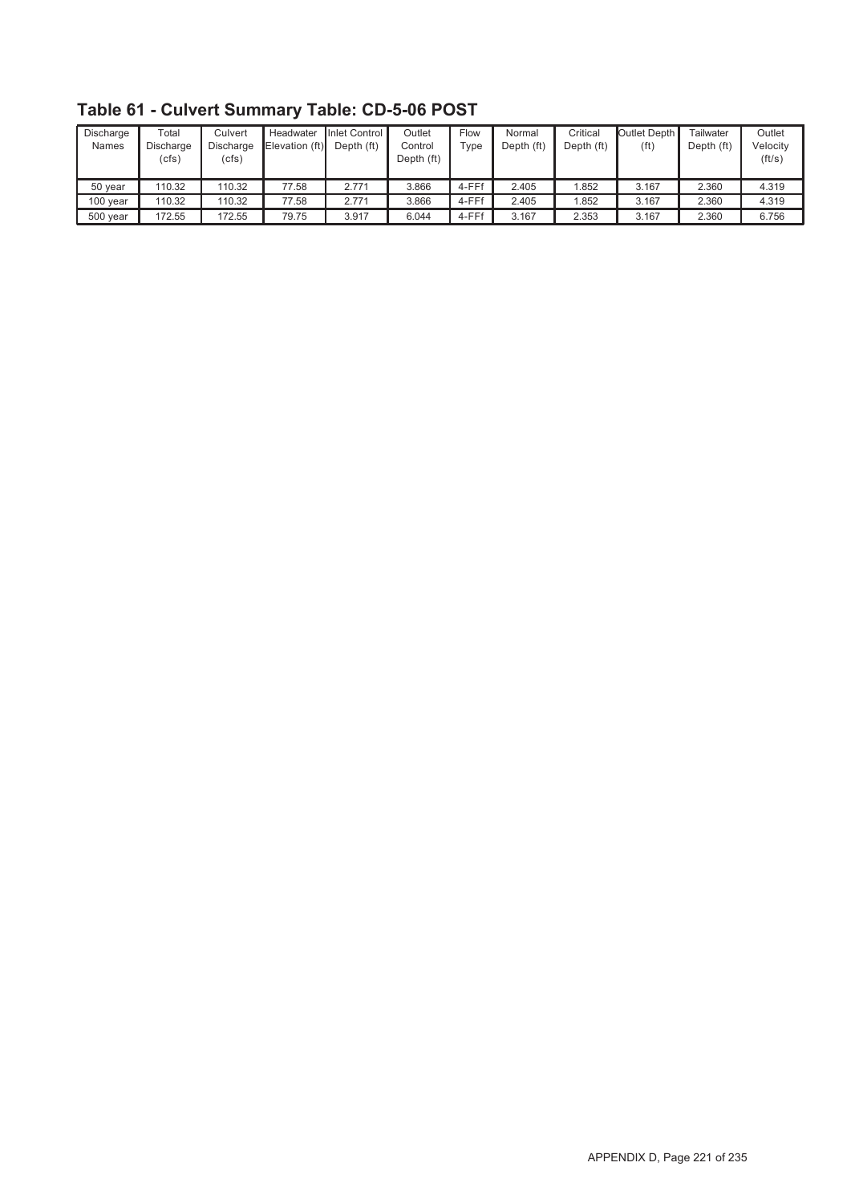## Table 61 - Culvert Summary Table: CD-5-06 POST

| Discharge Names | Total Discharge (cfs) | Culvert Discharge (cfs) | Headwater Elevation (ft) | Inlet Control Depth (ft) | Outlet Control Depth (ft) | Flow Type | Normal Depth (ft) | Critical Depth (ft) | Outlet Depth (ft) | Tailwater Depth (ft) | Outlet Velocity (ft/s) |
|---|---|---|---|---|---|---|---|---|---|---|---|
| 50 year | 110.32 | 110.32 | 77.58 | 2.771 | 3.866 | 4-FFf | 2.405 | 1.852 | 3.167 | 2.360 | 4.319 |
| 100 year | 110.32 | 110.32 | 77.58 | 2.771 | 3.866 | 4-FFf | 2.405 | 1.852 | 3.167 | 2.360 | 4.319 |
| 500 year | 172.55 | 172.55 | 79.75 | 3.917 | 6.044 | 4-FFf | 3.167 | 2.353 | 3.167 | 2.360 | 6.756 |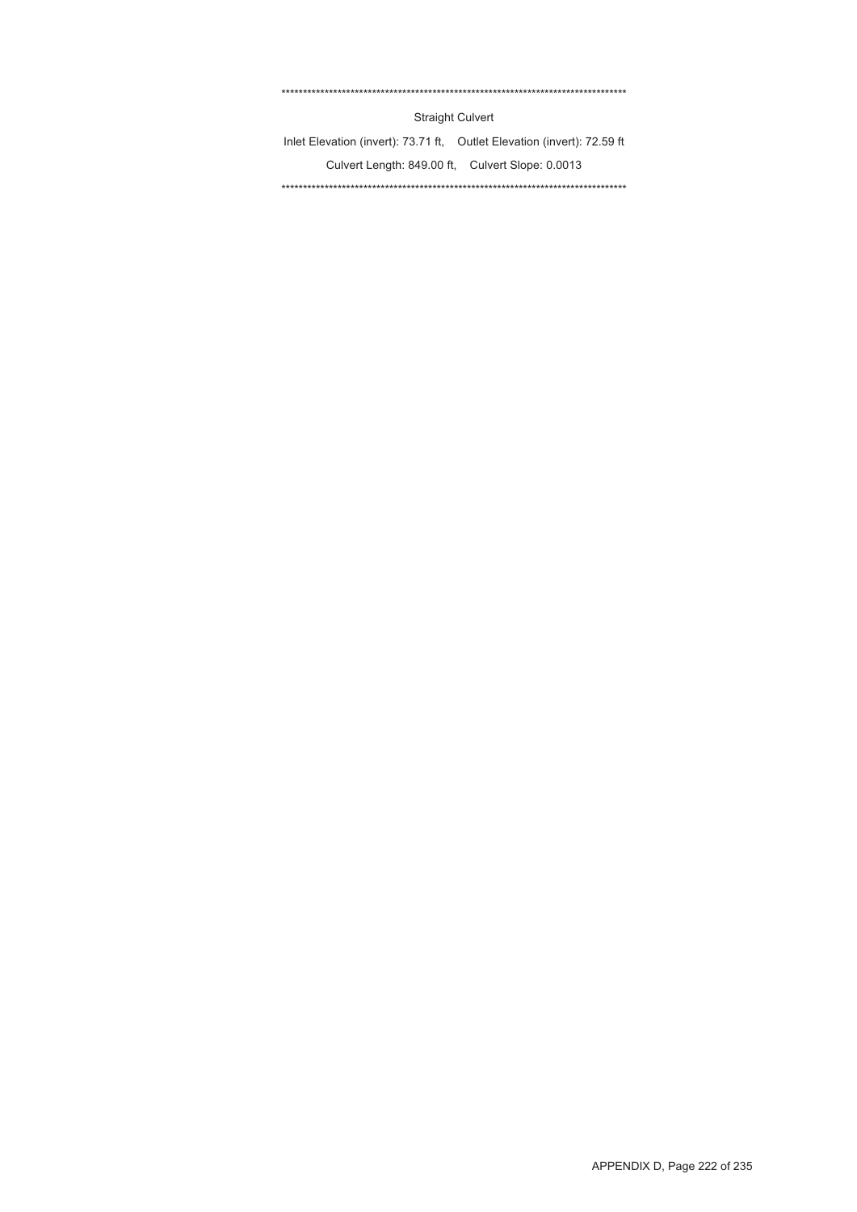*********************************************************************************

Straight Culvert

Inlet Elevation (invert): 73.71 ft,    Outlet Elevation (invert): 72.59 ft

Culvert Length: 849.00 ft,    Culvert Slope: 0.0013

*********************************************************************************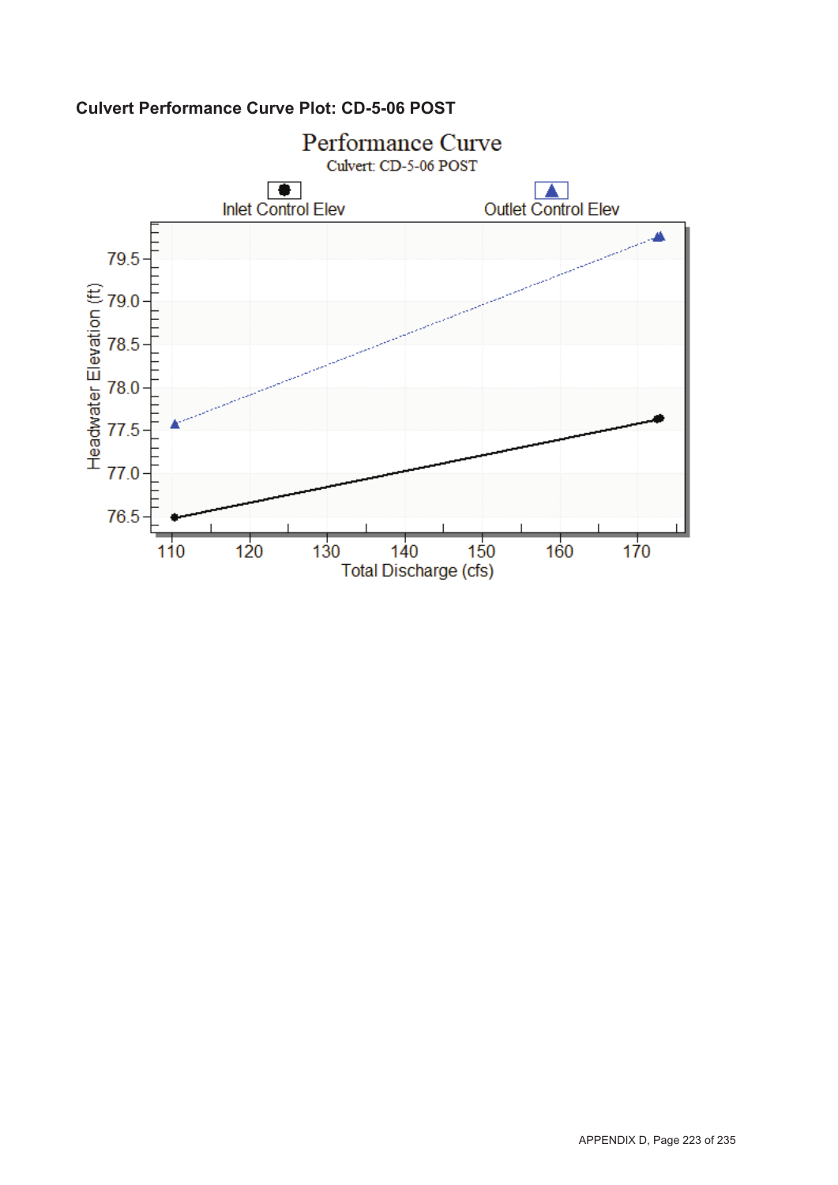**Culvert Performance Curve Plot: CD-5-06 POST**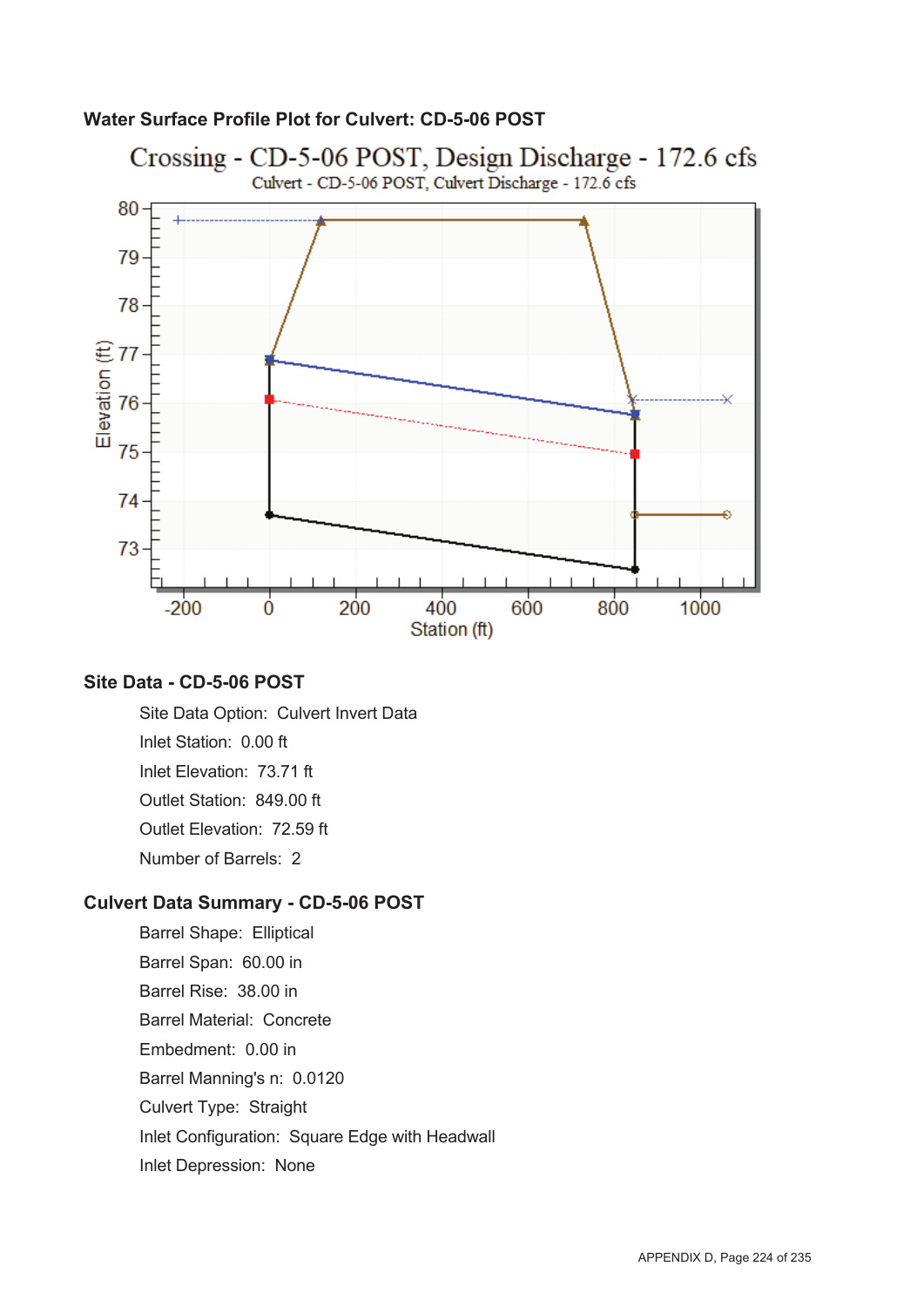## Water Surface Profile Plot for Culvert: CD-5-06 POST

Crossing - CD-5-06 POST, Design Discharge - 172.6 cfs

Culvert - CD-5-06 POST, Culvert Discharge - 172.6 cfs

## Site Data - CD-5-06 POST

- Site Data Option: Culvert Invert Data
- Inlet Station: 0.00 ft
- Inlet Elevation: 73.71 ft
- Outlet Station: 849.00 ft
- Outlet Elevation: 72.59 ft
- Number of Barrels: 2

## Culvert Data Summary - CD-5-06 POST

- Barrel Shape: Elliptical
- Barrel Span: 60.00 in
- Barrel Rise: 38.00 in
- Barrel Material: Concrete
- Embedment: 0.00 in
- Barrel Manning's n: 0.0120
- Culvert Type: Straight
- Inlet Configuration: Square Edge with Headwall
- Inlet Depression: None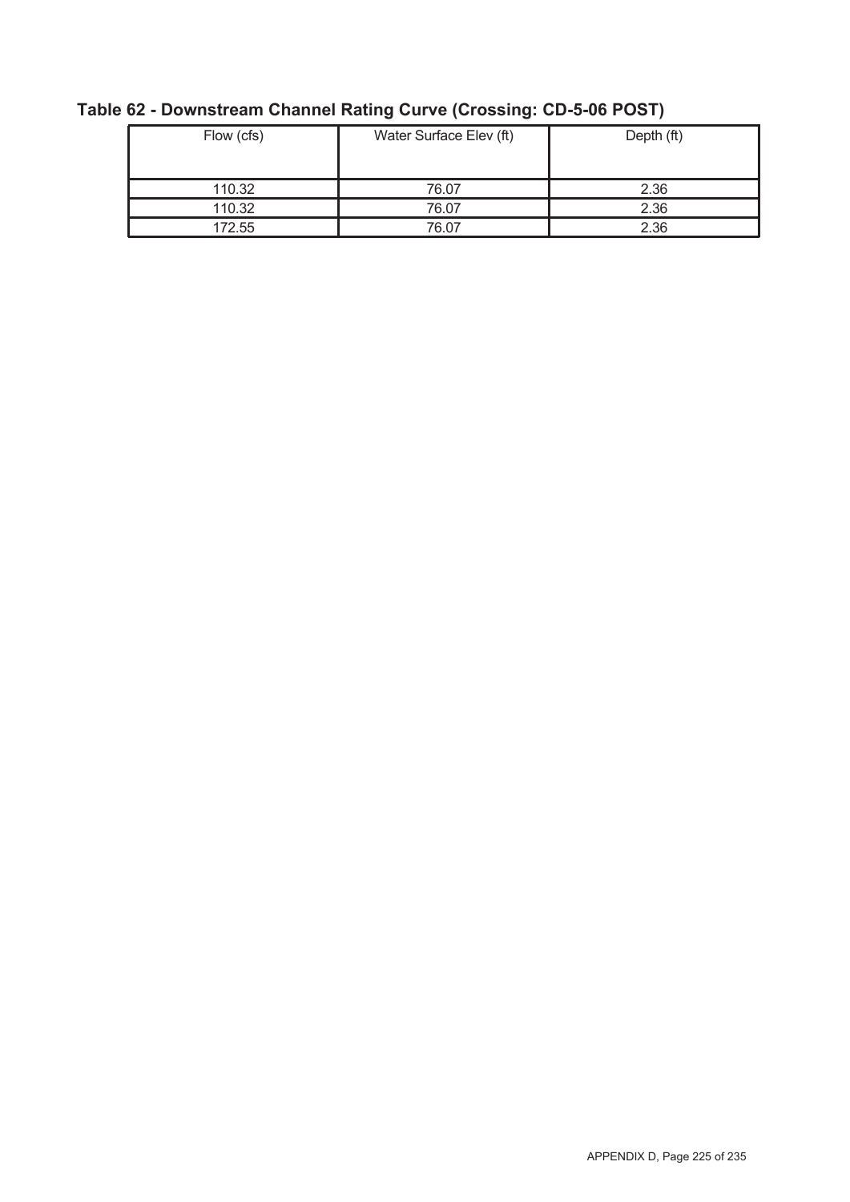**Table 62 - Downstream Channel Rating Curve (Crossing: CD-5-06 POST)**

| Flow (cfs) | Water Surface Elev (ft) | Depth (ft) |
|---|---|---|
| 110.32 | 76.07 | 2.36 |
| 110.32 | 76.07 | 2.36 |
| 172.55 | 76.07 | 2.36 |

APPENDIX D, Page 225 of 235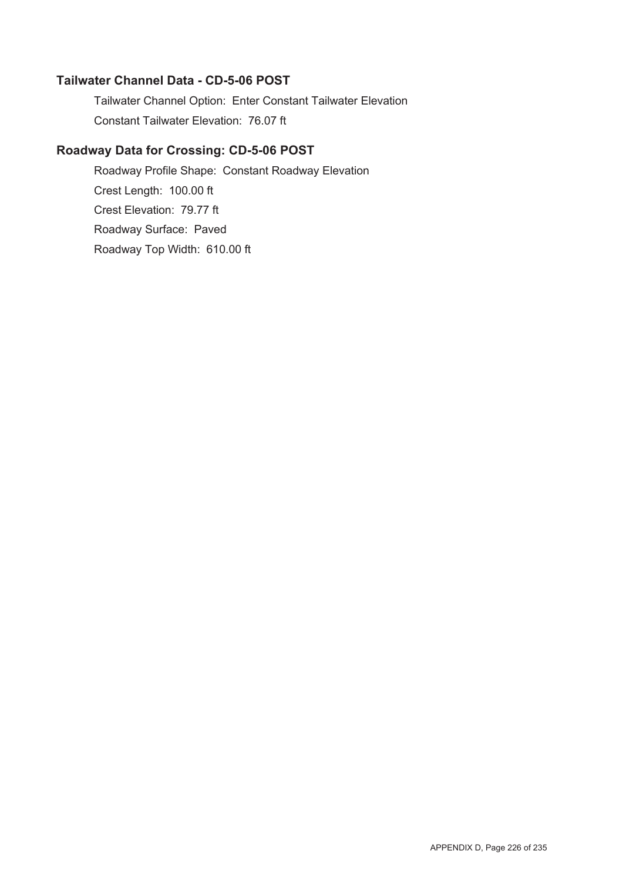### Tailwater Channel Data - CD-5-06 POST

Tailwater Channel Option: Enter Constant Tailwater Elevation

Constant Tailwater Elevation: 76.07 ft

### Roadway Data for Crossing: CD-5-06 POST

Roadway Profile Shape: Constant Roadway Elevation

Crest Length: 100.00 ft

Crest Elevation: 79.77 ft

Roadway Surface: Paved

Roadway Top Width: 610.00 ft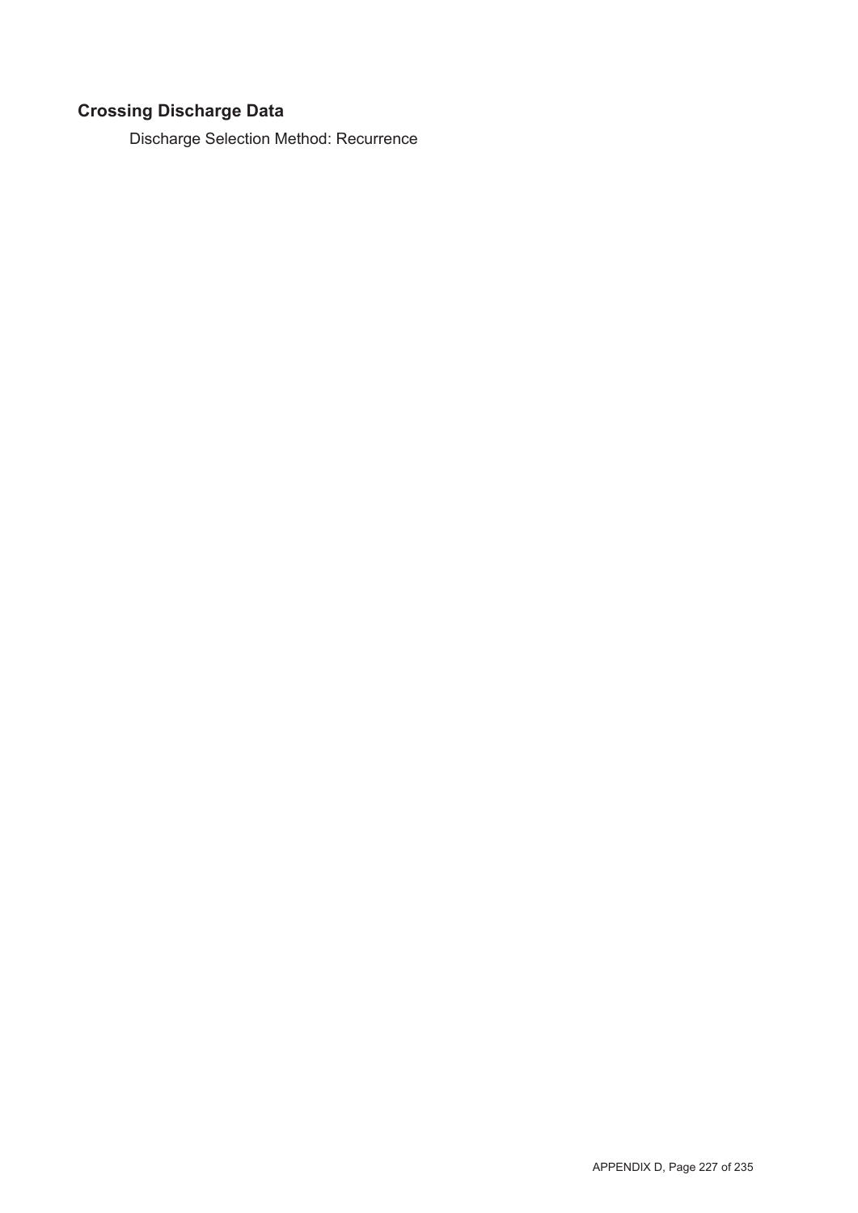## Crossing Discharge Data

Discharge Selection Method: Recurrence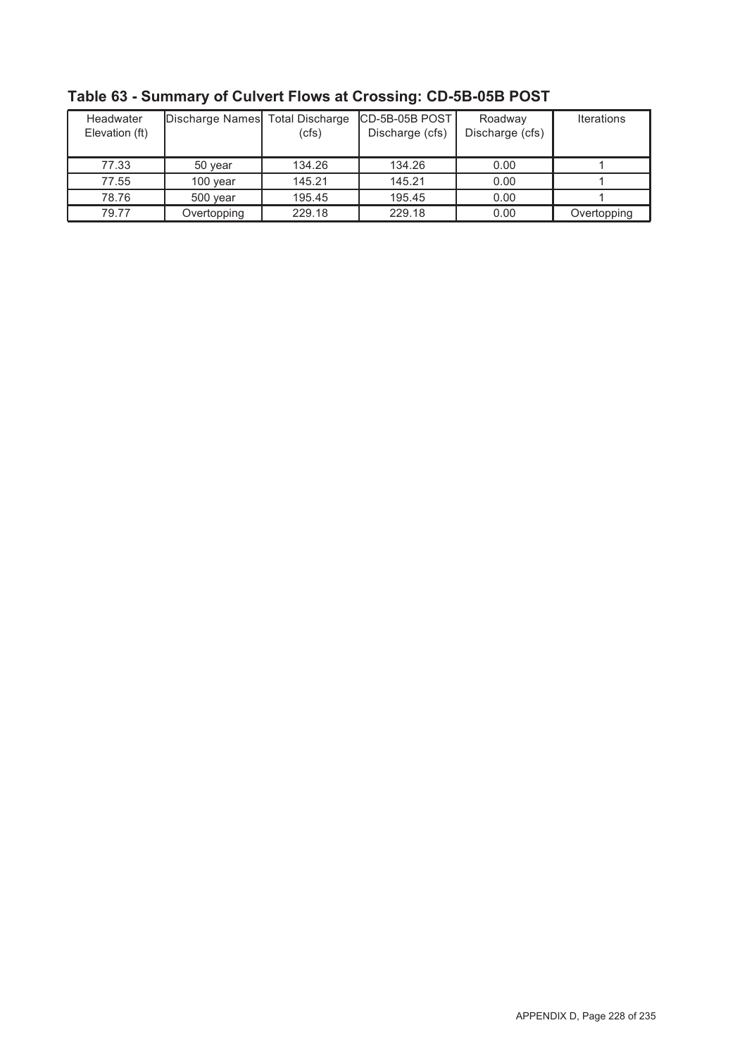## Table 63 - Summary of Culvert Flows at Crossing: CD-5B-05B POST

| Headwater Elevation (ft) | Discharge Names | Total Discharge (cfs) | CD-5B-05B POST Discharge (cfs) | Roadway Discharge (cfs) | Iterations |
|---|---|---|---|---|---|
| 77.33 | 50 year | 134.26 | 134.26 | 0.00 | 1 |
| 77.55 | 100 year | 145.21 | 145.21 | 0.00 | 1 |
| 78.76 | 500 year | 195.45 | 195.45 | 0.00 | 1 |
| 79.77 | Overtopping | 229.18 | 229.18 | 0.00 | Overtopping |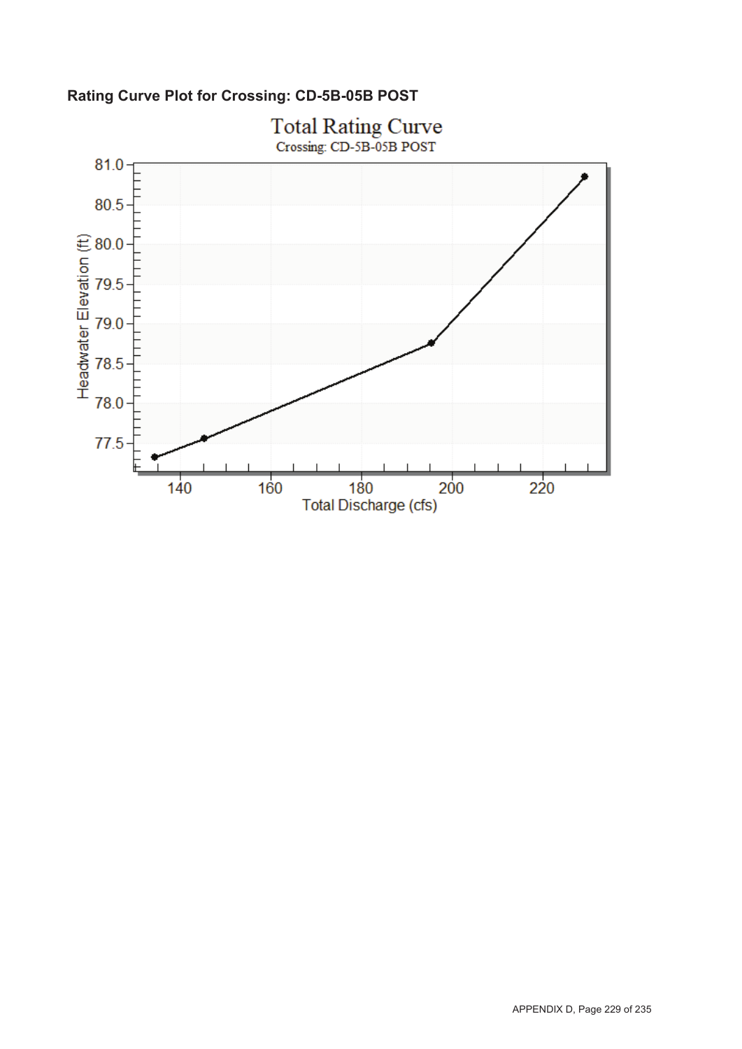**Rating Curve Plot for Crossing: CD-5B-05B POST**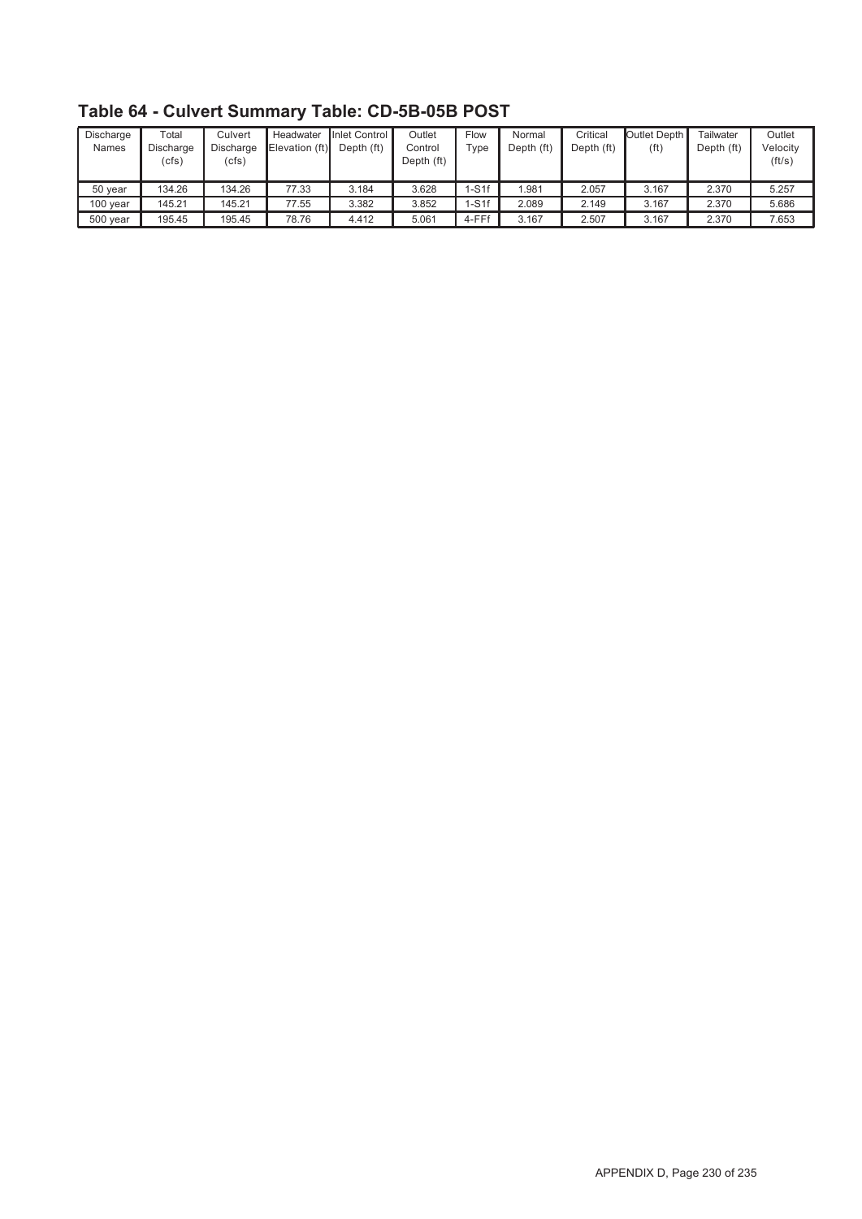# Table 64 - Culvert Summary Table: CD-5B-05B POST

| Discharge Names | Total Discharge (cfs) | Culvert Discharge (cfs) | Headwater Elevation (ft) | Inlet Control Depth (ft) | Outlet Control Depth (ft) | Flow Type | Normal Depth (ft) | Critical Depth (ft) | Outlet Depth (ft) | Tailwater Depth (ft) | Outlet Velocity (ft/s) |
|---|---|---|---|---|---|---|---|---|---|---|---|
| 50 year | 134.26 | 134.26 | 77.33 | 3.184 | 3.628 | 1-S1f | 1.981 | 2.057 | 3.167 | 2.370 | 5.257 |
| 100 year | 145.21 | 145.21 | 77.55 | 3.382 | 3.852 | 1-S1f | 2.089 | 2.149 | 3.167 | 2.370 | 5.686 |
| 500 year | 195.45 | 195.45 | 78.76 | 4.412 | 5.061 | 4-FFf | 3.167 | 2.507 | 3.167 | 2.370 | 7.653 |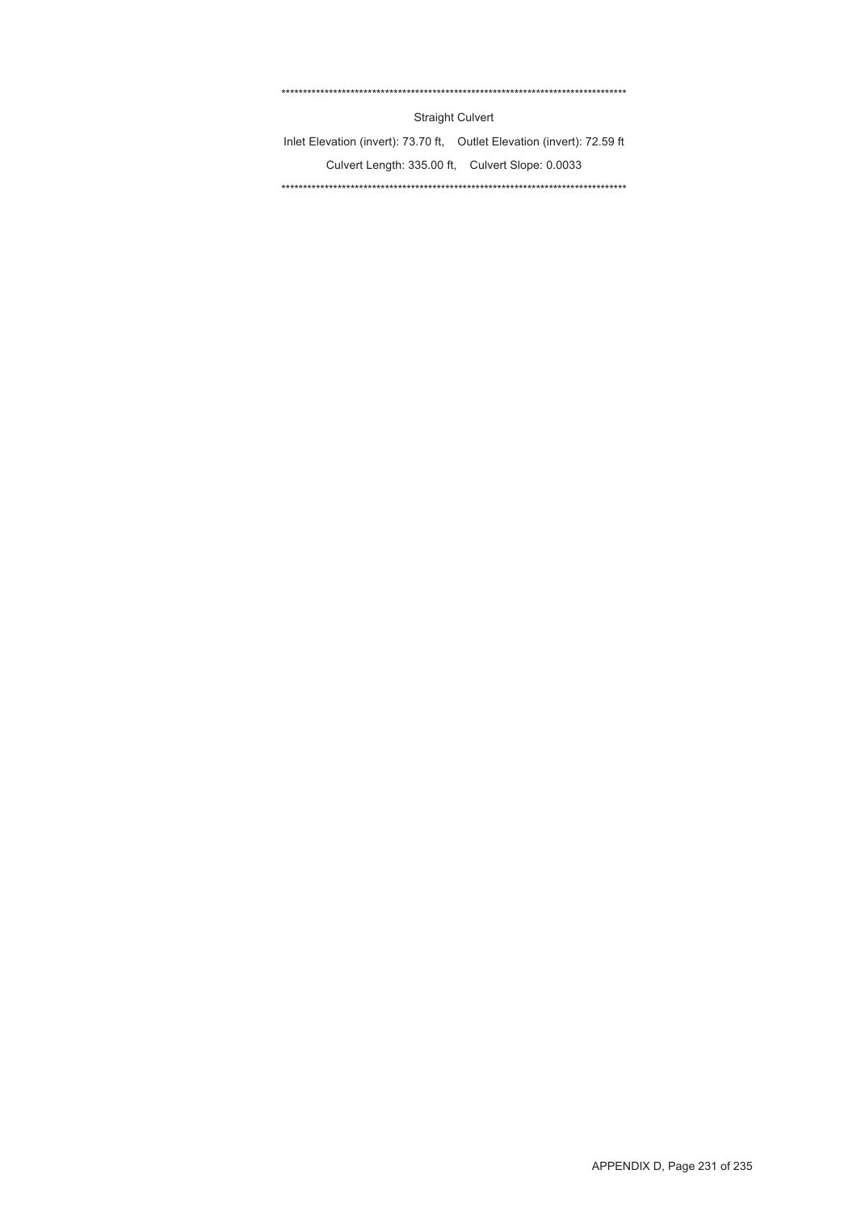************************************************************************************

Straight Culvert

Inlet Elevation (invert): 73.70 ft,    Outlet Elevation (invert): 72.59 ft

Culvert Length: 335.00 ft,    Culvert Slope: 0.0033

************************************************************************************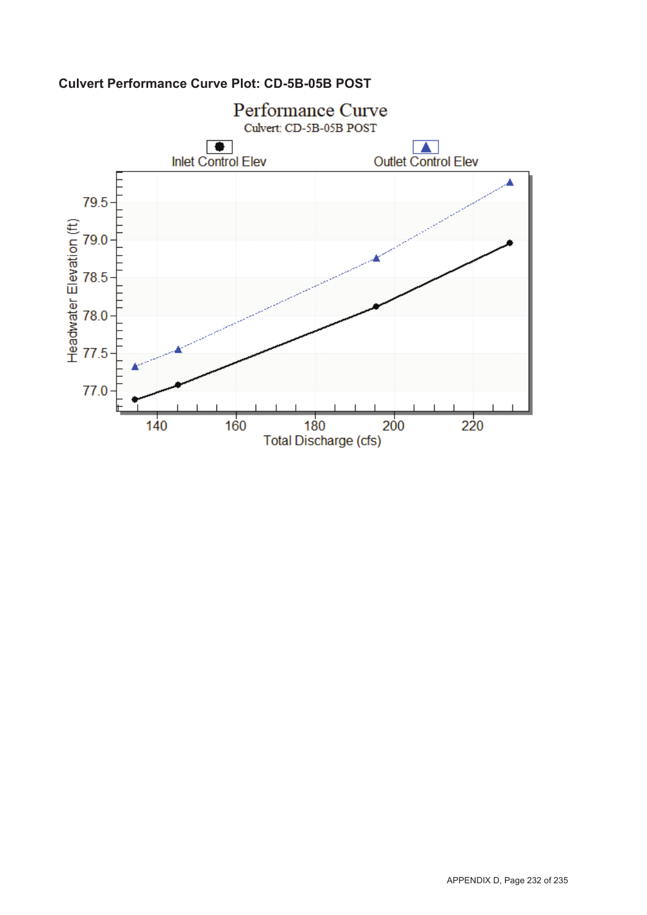**Culvert Performance Curve Plot: CD-5B-05B POST**

Performance Curve

Culvert: CD-5B-05B POST

Inlet Control Elev

Outlet Control Elev

Headwater Elevation (ft)

Total Discharge (cfs)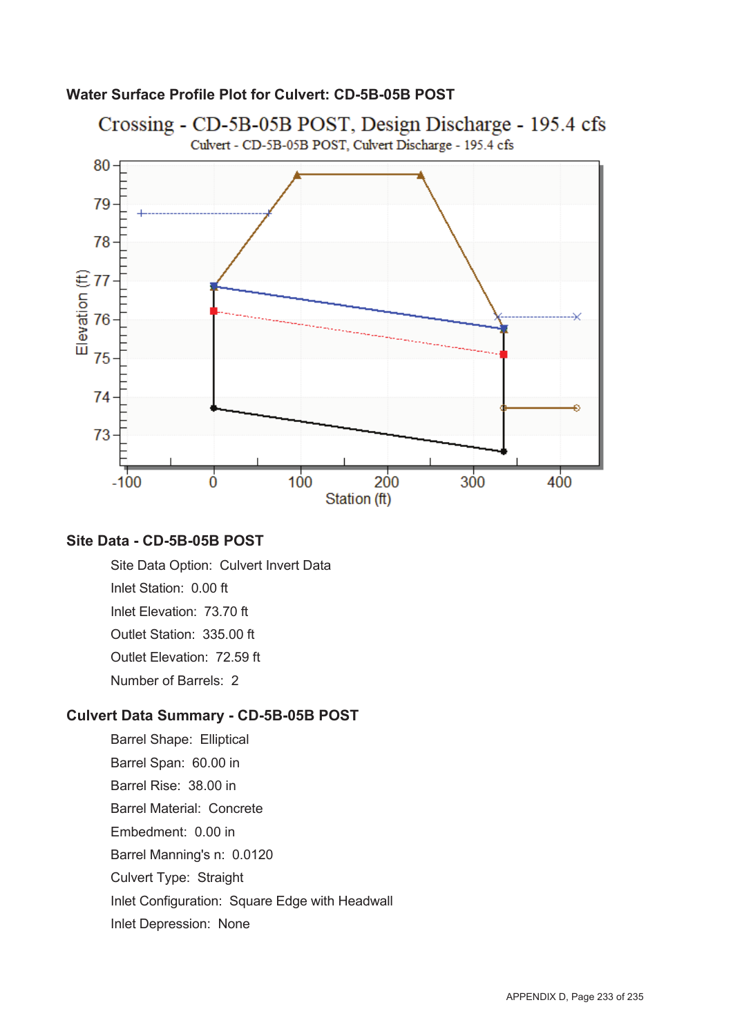**Water Surface Profile Plot for Culvert: CD-5B-05B POST**

**Site Data - CD-5B-05B POST**

Site Data Option: Culvert Invert Data

Inlet Station: 0.00 ft

Inlet Elevation: 73.70 ft

Outlet Station: 335.00 ft

Outlet Elevation: 72.59 ft

Number of Barrels: 2

**Culvert Data Summary - CD-5B-05B POST**

Barrel Shape: Elliptical

Barrel Span: 60.00 in

Barrel Rise: 38.00 in

Barrel Material: Concrete

Embedment: 0.00 in

Barrel Manning's n: 0.0120

Culvert Type: Straight

Inlet Configuration: Square Edge with Headwall

Inlet Depression: None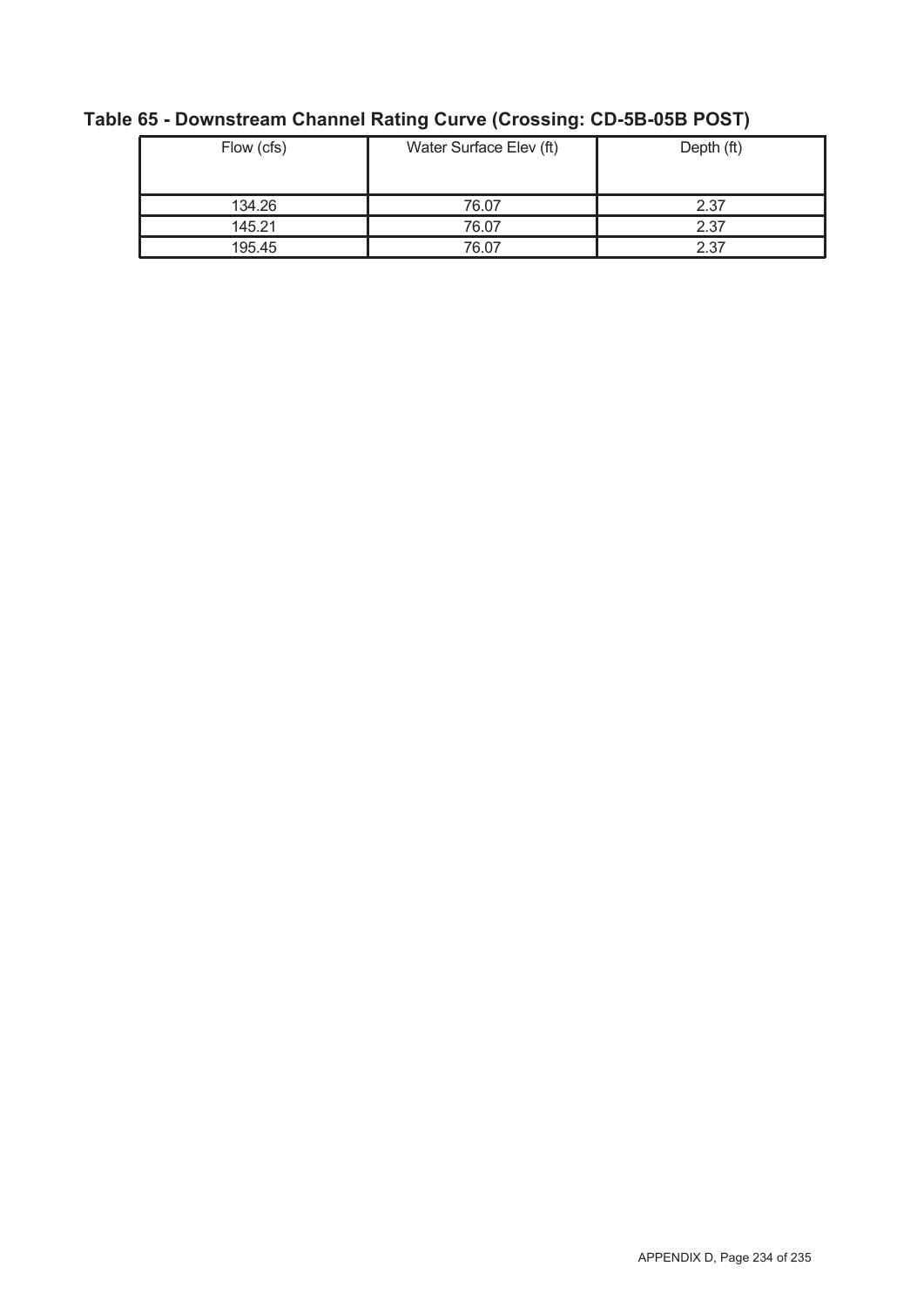**Table 65 - Downstream Channel Rating Curve (Crossing: CD-5B-05B POST)**

| Flow (cfs) | Water Surface Elev (ft) | Depth (ft) |
|---|---|---|
| 134.26 | 76.07 | 2.37 |
| 145.21 | 76.07 | 2.37 |
| 195.45 | 76.07 | 2.37 |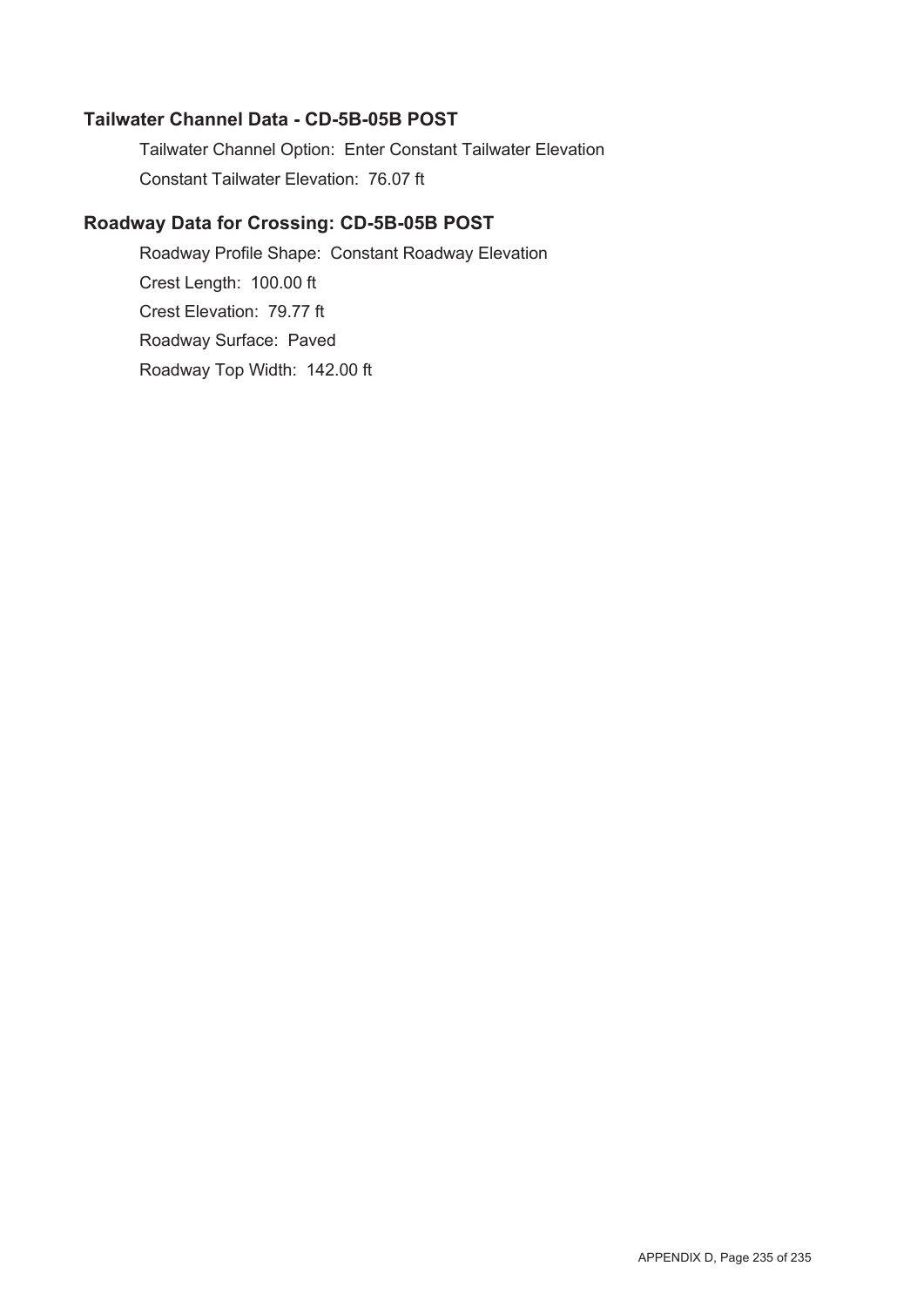## Tailwater Channel Data - CD-5B-05B POST

Tailwater Channel Option: Enter Constant Tailwater Elevation

Constant Tailwater Elevation: 76.07 ft

## Roadway Data for Crossing: CD-5B-05B POST

Roadway Profile Shape: Constant Roadway Elevation

Crest Length: 100.00 ft

Crest Elevation: 79.77 ft

Roadway Surface: Paved

Roadway Top Width: 142.00 ft